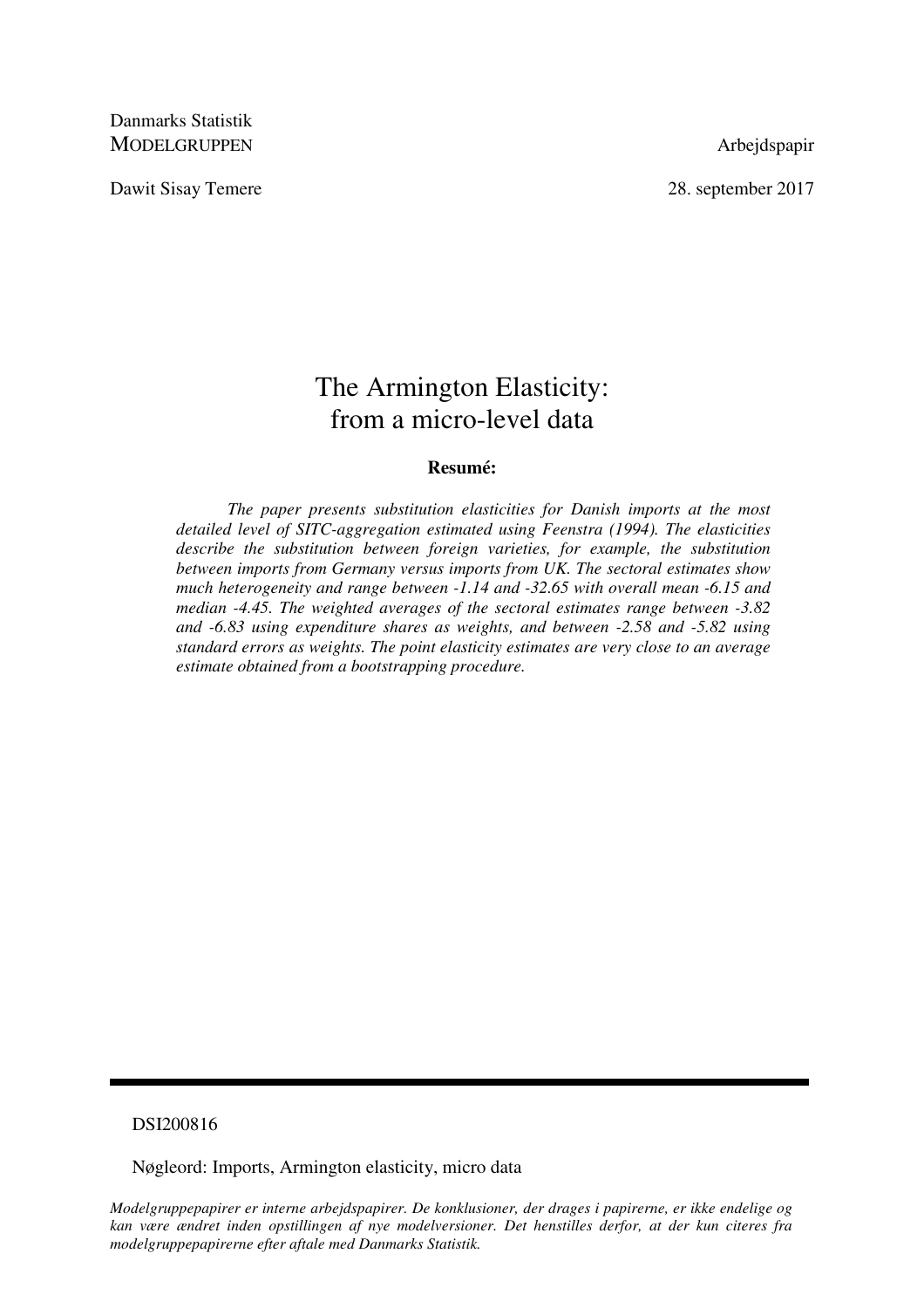Danmarks Statistik
MODELGRUPPEN Arbejdspapir

Dawit Sisay Temere 28. september 2017

# The Armington Elasticity: from a micro-level data

**Resumé:**

*The paper presents substitution elasticities for Danish imports at the most detailed level of SITC-aggregation estimated using Feenstra (1994). The elasticities describe the substitution between foreign varieties, for example, the substitution between imports from Germany versus imports from UK. The sectoral estimates show much heterogeneity and range between -1.14 and -32.65 with overall mean -6.15 and median -4.45. The weighted averages of the sectoral estimates range between -3.82 and -6.83 using expenditure shares as weights, and between -2.58 and -5.82 using standard errors as weights. The point elasticity estimates are very close to an average estimate obtained from a bootstrapping procedure.*

---

DSI200816

Nøgleord: Imports, Armington elasticity, micro data

*Modelgruppepapirer er interne arbejdspapirer. De konklusioner, der drages i papirerne, er ikke endelige og kan være ændret inden opstillingen af nye modelversioner. Det henstilles derfor, at der kun citeres fra modelgruppepapirerne efter aftale med Danmarks Statistik.*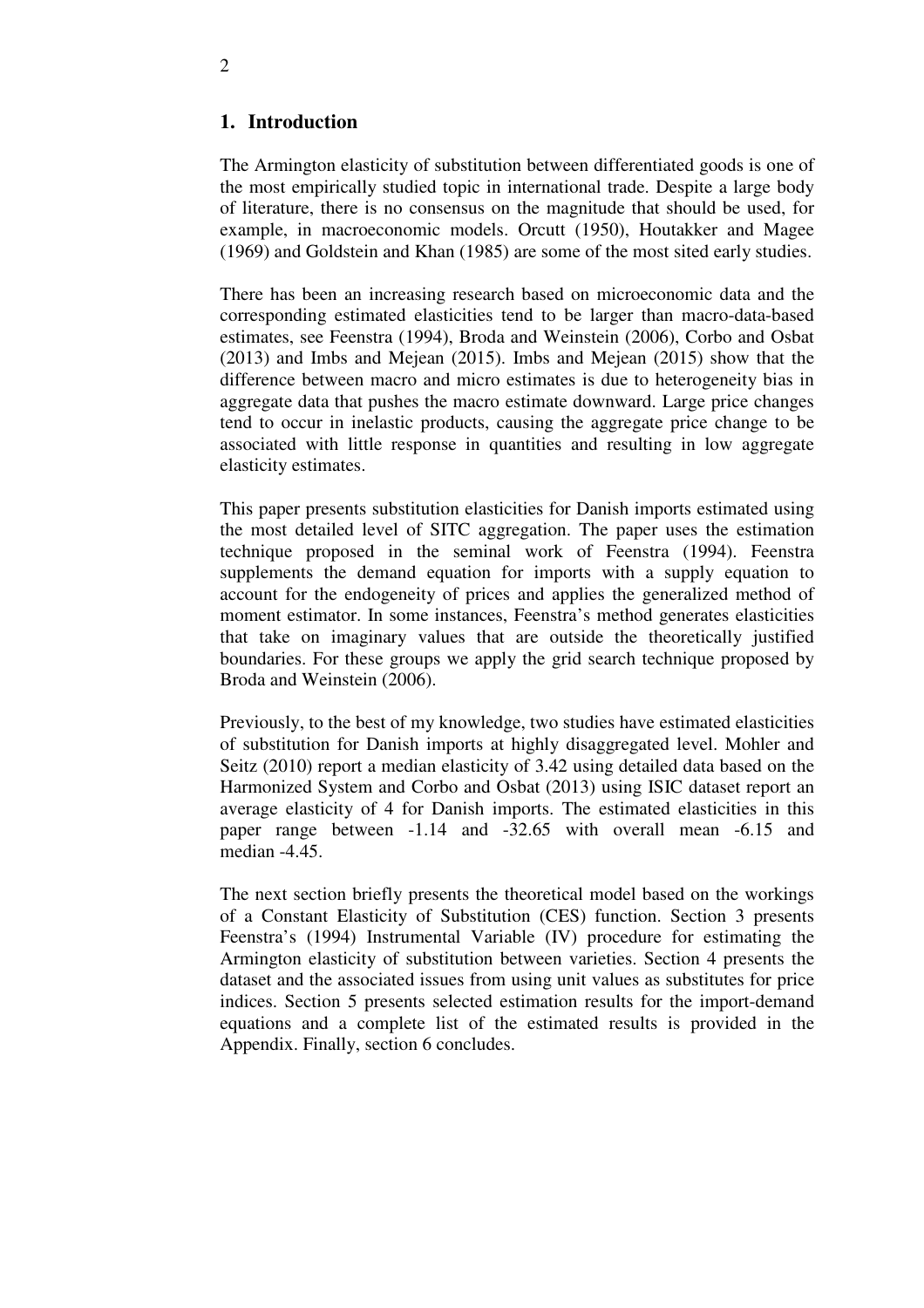## 1. Introduction

The Armington elasticity of substitution between differentiated goods is one of the most empirically studied topic in international trade. Despite a large body of literature, there is no consensus on the magnitude that should be used, for example, in macroeconomic models. Orcutt (1950), Houtakker and Magee (1969) and Goldstein and Khan (1985) are some of the most sited early studies.

There has been an increasing research based on microeconomic data and the corresponding estimated elasticities tend to be larger than macro-data-based estimates, see Feenstra (1994), Broda and Weinstein (2006), Corbo and Osbat (2013) and Imbs and Mejean (2015). Imbs and Mejean (2015) show that the difference between macro and micro estimates is due to heterogeneity bias in aggregate data that pushes the macro estimate downward. Large price changes tend to occur in inelastic products, causing the aggregate price change to be associated with little response in quantities and resulting in low aggregate elasticity estimates.

This paper presents substitution elasticities for Danish imports estimated using the most detailed level of SITC aggregation. The paper uses the estimation technique proposed in the seminal work of Feenstra (1994). Feenstra supplements the demand equation for imports with a supply equation to account for the endogeneity of prices and applies the generalized method of moment estimator. In some instances, Feenstra's method generates elasticities that take on imaginary values that are outside the theoretically justified boundaries. For these groups we apply the grid search technique proposed by Broda and Weinstein (2006).

Previously, to the best of my knowledge, two studies have estimated elasticities of substitution for Danish imports at highly disaggregated level. Mohler and Seitz (2010) report a median elasticity of 3.42 using detailed data based on the Harmonized System and Corbo and Osbat (2013) using ISIC dataset report an average elasticity of 4 for Danish imports. The estimated elasticities in this paper range between -1.14 and -32.65 with overall mean -6.15 and median -4.45.

The next section briefly presents the theoretical model based on the workings of a Constant Elasticity of Substitution (CES) function. Section 3 presents Feenstra's (1994) Instrumental Variable (IV) procedure for estimating the Armington elasticity of substitution between varieties. Section 4 presents the dataset and the associated issues from using unit values as substitutes for price indices. Section 5 presents selected estimation results for the import-demand equations and a complete list of the estimated results is provided in the Appendix. Finally, section 6 concludes.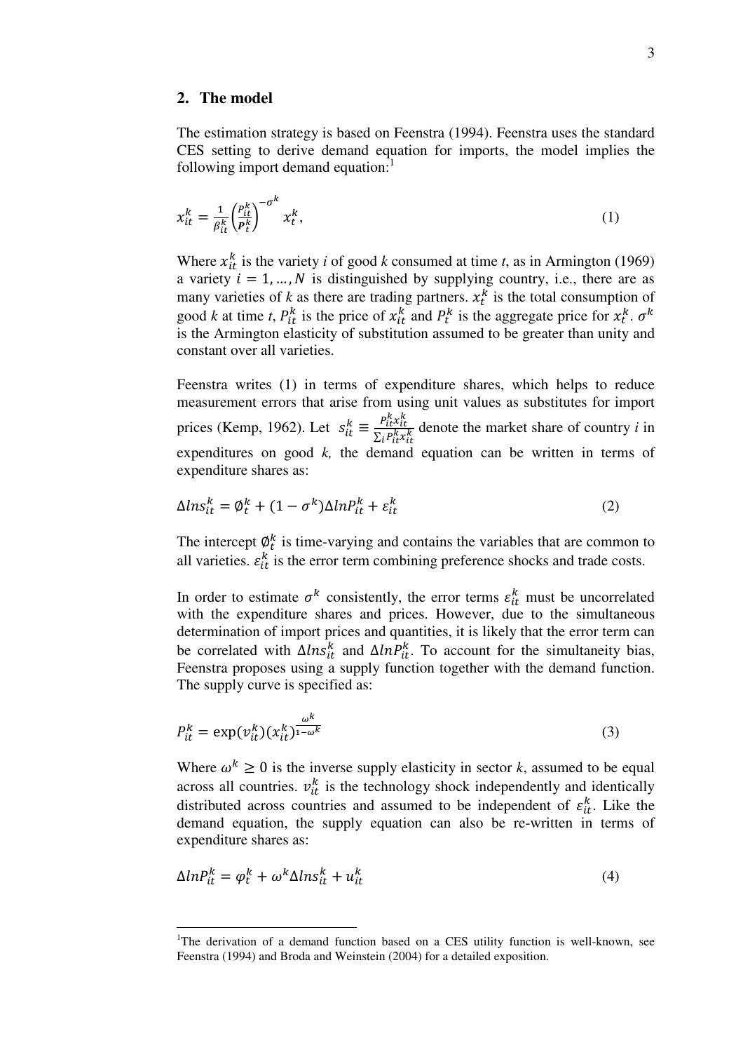## 2. The model

The estimation strategy is based on Feenstra (1994). Feenstra uses the standard CES setting to derive demand equation for imports, the model implies the following import demand equation:[1]

$$x_{it}^{k} = \frac{1}{\beta_{it}^{k}} \left( \frac{P_{it}^{k}}{\boldsymbol{P}_{t}^{k}} \right)^{-\sigma^{k}} x_{t}^{k}, \tag{1}$$

Where $x_{it}^{k}$ is the variety *i* of good *k* consumed at time *t*, as in Armington (1969) a variety $i = 1, \ldots, N$ is distinguished by supplying country, i.e., there are as many varieties of *k* as there are trading partners. $x_{t}^{k}$ is the total consumption of good *k* at time *t*, $P_{it}^{k}$ is the price of $x_{it}^{k}$ and $P_{t}^{k}$ is the aggregate price for $x_{t}^{k}$. $\sigma^{k}$ is the Armington elasticity of substitution assumed to be greater than unity and constant over all varieties.

Feenstra writes (1) in terms of expenditure shares, which helps to reduce measurement errors that arise from using unit values as substitutes for import prices (Kemp, 1962). Let $s_{it}^{k} \equiv \frac{P_{it}^{k} x_{it}^{k}}{\sum_{i} P_{it}^{k} x_{it}^{k}}$ denote the market share of country *i* in expenditures on good *k,* the demand equation can be written in terms of expenditure shares as:

$$\Delta ln s_{it}^{k} = \emptyset_{t}^{k} + (1 - \sigma^{k}) \Delta ln P_{it}^{k} + \varepsilon_{it}^{k} \tag{2}$$

The intercept $\emptyset_{t}^{k}$ is time-varying and contains the variables that are common to all varieties. $\varepsilon_{it}^{k}$ is the error term combining preference shocks and trade costs.

In order to estimate $\sigma^{k}$ consistently, the error terms $\varepsilon_{it}^{k}$ must be uncorrelated with the expenditure shares and prices. However, due to the simultaneous determination of import prices and quantities, it is likely that the error term can be correlated with $\Delta ln s_{it}^{k}$ and $\Delta ln P_{it}^{k}$. To account for the simultaneity bias, Feenstra proposes using a supply function together with the demand function. The supply curve is specified as:

$$P_{it}^{k} = \exp(v_{it}^{k}) (x_{it}^{k})^{\frac{\omega^{k}}{1 - \omega^{k}}} \tag{3}$$

Where $\omega^{k} \geq 0$ is the inverse supply elasticity in sector *k*, assumed to be equal across all countries. $v_{it}^{k}$ is the technology shock independently and identically distributed across countries and assumed to be independent of $\varepsilon_{it}^{k}$. Like the demand equation, the supply equation can also be re-written in terms of expenditure shares as:

$$\Delta ln P_{it}^{k} = \varphi_{t}^{k} + \omega^{k} \Delta ln s_{it}^{k} + u_{it}^{k} \tag{4}$$

---

[1]The derivation of a demand function based on a CES utility function is well-known, see Feenstra (1994) and Broda and Weinstein (2004) for a detailed exposition.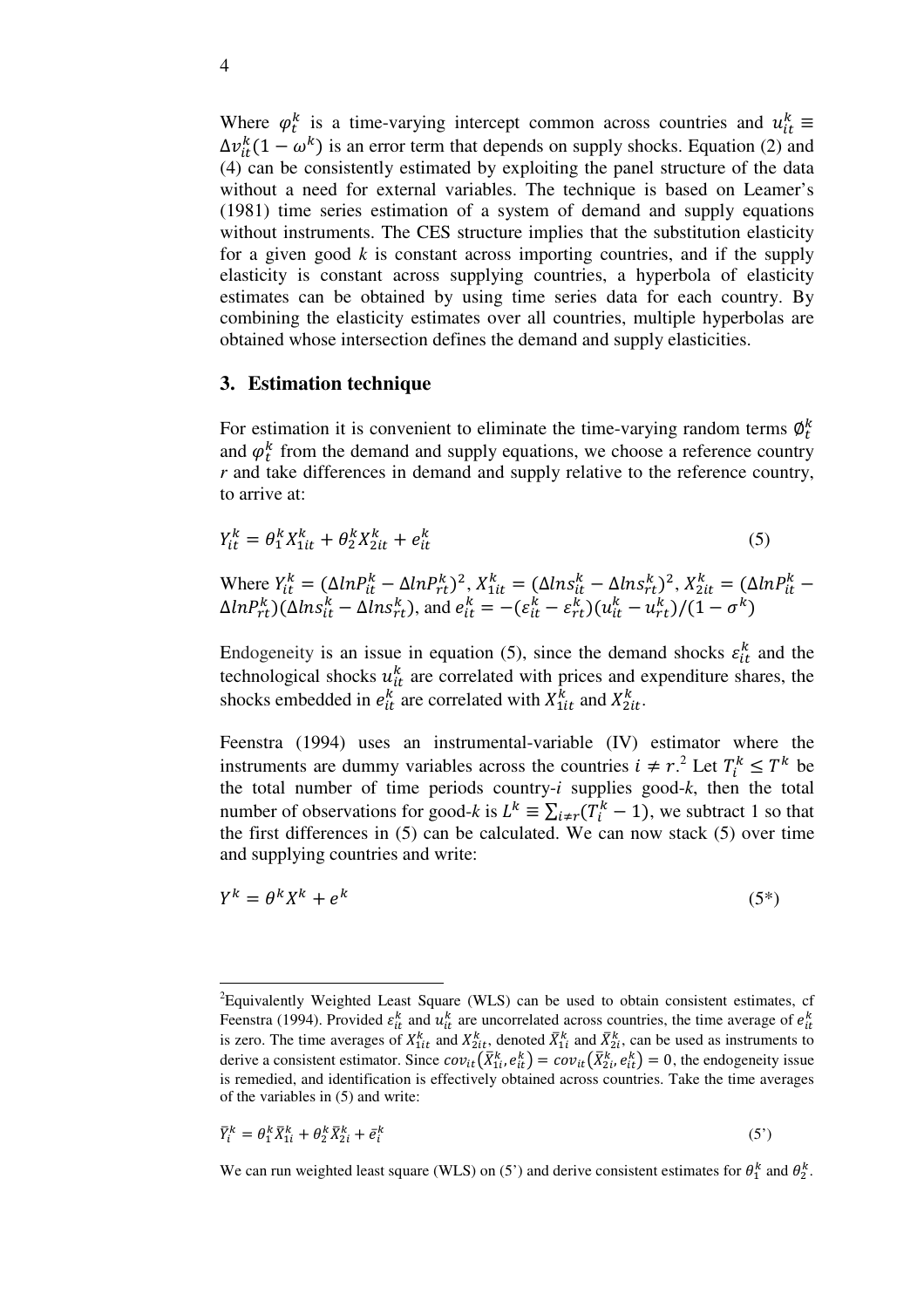Where $\varphi_t^k$ is a time-varying intercept common across countries and $u_{it}^k \equiv \Delta v_{it}^k(1-\omega^k)$ is an error term that depends on supply shocks. Equation (2) and (4) can be consistently estimated by exploiting the panel structure of the data without a need for external variables. The technique is based on Leamer's (1981) time series estimation of a system of demand and supply equations without instruments. The CES structure implies that the substitution elasticity for a given good *k* is constant across importing countries, and if the supply elasticity is constant across supplying countries, a hyperbola of elasticity estimates can be obtained by using time series data for each country. By combining the elasticity estimates over all countries, multiple hyperbolas are obtained whose intersection defines the demand and supply elasticities.

## 3. Estimation technique

For estimation it is convenient to eliminate the time-varying random terms $\emptyset_t^k$ and $\varphi_t^k$ from the demand and supply equations, we choose a reference country *r* and take differences in demand and supply relative to the reference country, to arrive at:

$$Y_{it}^k = \theta_1^k X_{1it}^k + \theta_2^k X_{2it}^k + e_{it}^k \tag{5}$$

Where $Y_{it}^k = (\Delta lnP_{it}^k - \Delta lnP_{rt}^k)^2$, $X_{1it}^k = (\Delta lns_{it}^k - \Delta lns_{rt}^k)^2$, $X_{2it}^k = (\Delta lnP_{it}^k - \Delta lnP_{rt}^k)(\Delta lns_{it}^k - \Delta lns_{rt}^k)$, and $e_{it}^k = -(\varepsilon_{it}^k - \varepsilon_{rt}^k)(u_{it}^k - u_{rt}^k)/(1-\sigma^k)$

Endogeneity is an issue in equation (5), since the demand shocks $\varepsilon_{it}^k$ and the technological shocks $u_{it}^k$ are correlated with prices and expenditure shares, the shocks embedded in $e_{it}^k$ are correlated with $X_{1it}^k$ and $X_{2it}^k$.

Feenstra (1994) uses an instrumental-variable (IV) estimator where the instruments are dummy variables across the countries $i \neq r$.[2] Let $T_i^k \leq T^k$ be the total number of time periods country-*i* supplies good-*k*, then the total number of observations for good-*k* is $L^k \equiv \sum_{i\neq r}(T_i^k - 1)$, we subtract 1 so that the first differences in (5) can be calculated. We can now stack (5) over time and supplying countries and write:

$$Y^k = \theta^k X^k + e^k \tag{5*}$$

---

[2]Equivalently Weighted Least Square (WLS) can be used to obtain consistent estimates, cf Feenstra (1994). Provided $\varepsilon_{it}^k$ and $u_{it}^k$ are uncorrelated across countries, the time average of $e_{it}^k$ is zero. The time averages of $X_{1it}^k$ and $X_{2it}^k$, denoted $\bar{X}_{1i}^k$ and $\bar{X}_{2i}^k$, can be used as instruments to derive a consistent estimator. Since $cov_{it}(\bar{X}_{1i}^k, e_{it}^k) = cov_{it}(\bar{X}_{2i}^k, e_{it}^k) = 0$, the endogeneity issue is remedied, and identification is effectively obtained across countries. Take the time averages of the variables in (5) and write:

$$\bar{Y}_i^k = \theta_1^k \bar{X}_{1i}^k + \theta_2^k \bar{X}_{2i}^k + \bar{e}_i^k \tag{5'}$$

We can run weighted least square (WLS) on (5') and derive consistent estimates for $\theta_1^k$ and $\theta_2^k$.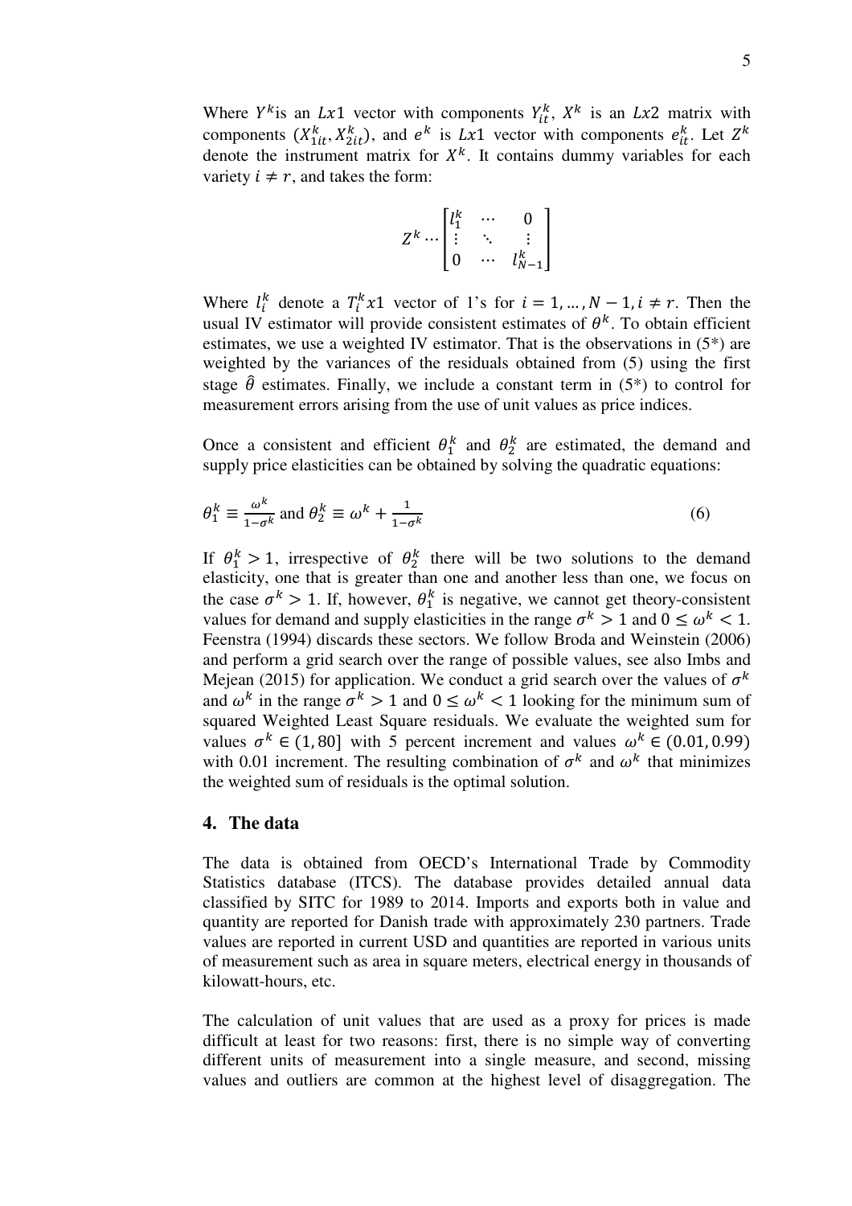Where $Y^k$is an $Lx1$ vector with components $Y^k_{it}$, $X^k$ is an $Lx2$ matrix with components $(X^k_{1it}, X^k_{2it})$, and $e^k$ is $Lx1$ vector with components $e^k_{it}$. Let $Z^k$ denote the instrument matrix for $X^k$. It contains dummy variables for each variety $i \neq r$, and takes the form:

$$Z^k \cdots \begin{bmatrix} l^k_1 & \cdots & 0 \\ \vdots & \ddots & \vdots \\ 0 & \cdots & l^k_{N-1} \end{bmatrix}$$

Where $l^k_i$ denote a $T^k_i x1$ vector of 1's for $i = 1, \dots, N-1, i \neq r$. Then the usual IV estimator will provide consistent estimates of $\theta^k$. To obtain efficient estimates, we use a weighted IV estimator. That is the observations in (5*) are weighted by the variances of the residuals obtained from (5) using the first stage $\hat{\theta}$ estimates. Finally, we include a constant term in (5*) to control for measurement errors arising from the use of unit values as price indices.

Once a consistent and efficient $\theta^k_1$ and $\theta^k_2$ are estimated, the demand and supply price elasticities can be obtained by solving the quadratic equations:

$$\theta^k_1 \equiv \frac{\omega^k}{1-\sigma^k} \text{ and } \theta^k_2 \equiv \omega^k + \frac{1}{1-\sigma^k} \tag{6}$$

If $\theta^k_1 > 1$, irrespective of $\theta^k_2$ there will be two solutions to the demand elasticity, one that is greater than one and another less than one, we focus on the case $\sigma^k > 1$. If, however, $\theta^k_1$ is negative, we cannot get theory-consistent values for demand and supply elasticities in the range $\sigma^k > 1$ and $0 \leq \omega^k < 1$. Feenstra (1994) discards these sectors. We follow Broda and Weinstein (2006) and perform a grid search over the range of possible values, see also Imbs and Mejean (2015) for application. We conduct a grid search over the values of $\sigma^k$ and $\omega^k$ in the range $\sigma^k > 1$ and $0 \leq \omega^k < 1$ looking for the minimum sum of squared Weighted Least Square residuals. We evaluate the weighted sum for values $\sigma^k \in (1, 80]$ with 5 percent increment and values $\omega^k \in (0.01, 0.99)$ with 0.01 increment. The resulting combination of $\sigma^k$ and $\omega^k$ that minimizes the weighted sum of residuals is the optimal solution.

## 4. The data

The data is obtained from OECD's International Trade by Commodity Statistics database (ITCS). The database provides detailed annual data classified by SITC for 1989 to 2014. Imports and exports both in value and quantity are reported for Danish trade with approximately 230 partners. Trade values are reported in current USD and quantities are reported in various units of measurement such as area in square meters, electrical energy in thousands of kilowatt-hours, etc.

The calculation of unit values that are used as a proxy for prices is made difficult at least for two reasons: first, there is no simple way of converting different units of measurement into a single measure, and second, missing values and outliers are common at the highest level of disaggregation. The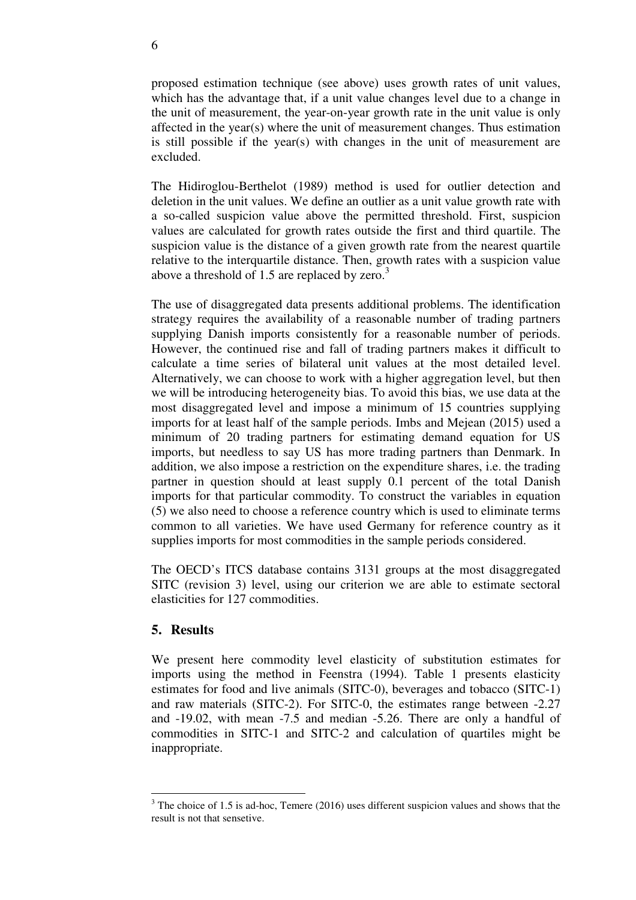proposed estimation technique (see above) uses growth rates of unit values, which has the advantage that, if a unit value changes level due to a change in the unit of measurement, the year-on-year growth rate in the unit value is only affected in the year(s) where the unit of measurement changes. Thus estimation is still possible if the year(s) with changes in the unit of measurement are excluded.

The Hidiroglou-Berthelot (1989) method is used for outlier detection and deletion in the unit values. We define an outlier as a unit value growth rate with a so-called suspicion value above the permitted threshold. First, suspicion values are calculated for growth rates outside the first and third quartile. The suspicion value is the distance of a given growth rate from the nearest quartile relative to the interquartile distance. Then, growth rates with a suspicion value above a threshold of 1.5 are replaced by zero.[3]

The use of disaggregated data presents additional problems. The identification strategy requires the availability of a reasonable number of trading partners supplying Danish imports consistently for a reasonable number of periods. However, the continued rise and fall of trading partners makes it difficult to calculate a time series of bilateral unit values at the most detailed level. Alternatively, we can choose to work with a higher aggregation level, but then we will be introducing heterogeneity bias. To avoid this bias, we use data at the most disaggregated level and impose a minimum of 15 countries supplying imports for at least half of the sample periods. Imbs and Mejean (2015) used a minimum of 20 trading partners for estimating demand equation for US imports, but needless to say US has more trading partners than Denmark. In addition, we also impose a restriction on the expenditure shares, i.e. the trading partner in question should at least supply 0.1 percent of the total Danish imports for that particular commodity. To construct the variables in equation (5) we also need to choose a reference country which is used to eliminate terms common to all varieties. We have used Germany for reference country as it supplies imports for most commodities in the sample periods considered.

The OECD's ITCS database contains 3131 groups at the most disaggregated SITC (revision 3) level, using our criterion we are able to estimate sectoral elasticities for 127 commodities.

## 5. Results

We present here commodity level elasticity of substitution estimates for imports using the method in Feenstra (1994). Table 1 presents elasticity estimates for food and live animals (SITC-0), beverages and tobacco (SITC-1) and raw materials (SITC-2). For SITC-0, the estimates range between -2.27 and -19.02, with mean -7.5 and median -5.26. There are only a handful of commodities in SITC-1 and SITC-2 and calculation of quartiles might be inappropriate.

---

[3] The choice of 1.5 is ad-hoc, Temere (2016) uses different suspicion values and shows that the result is not that sensetive.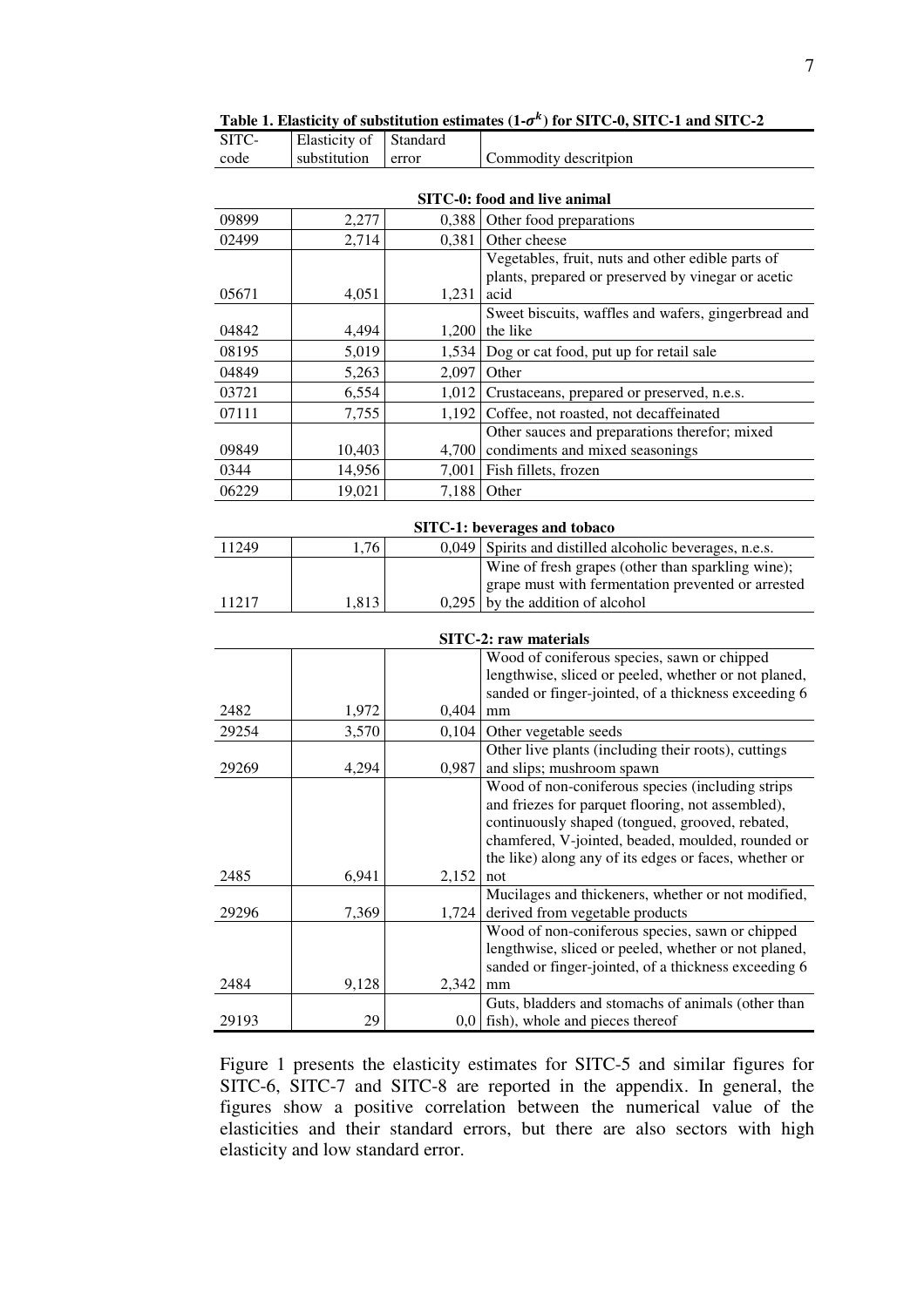**Table 1. Elasticity of substitution estimates ($1$-$\sigma^k$) for SITC-0, SITC-1 and SITC-2**

| SITC-code | Elasticity of substitution | Standard error | Commodity descritpion |
|---|---|---|---|
| **SITC-0: food and live animal** | | | |
| 09899 | 2,277 | 0,388 | Other food preparations |
| 02499 | 2,714 | 0,381 | Other cheese |
| 05671 | 4,051 | 1,231 | Vegetables, fruit, nuts and other edible parts of plants, prepared or preserved by vinegar or acetic acid |
| 04842 | 4,494 | 1,200 | Sweet biscuits, waffles and wafers, gingerbread and the like |
| 08195 | 5,019 | 1,534 | Dog or cat food, put up for retail sale |
| 04849 | 5,263 | 2,097 | Other |
| 03721 | 6,554 | 1,012 | Crustaceans, prepared or preserved, n.e.s. |
| 07111 | 7,755 | 1,192 | Coffee, not roasted, not decaffeinated |
| 09849 | 10,403 | 4,700 | Other sauces and preparations therefor; mixed condiments and mixed seasonings |
| 0344 | 14,956 | 7,001 | Fish fillets, frozen |
| 06229 | 19,021 | 7,188 | Other |
| **SITC-1: beverages and tobaco** | | | |
| 11249 | 1,76 | 0,049 | Spirits and distilled alcoholic beverages, n.e.s. |
| 11217 | 1,813 | 0,295 | Wine of fresh grapes (other than sparkling wine); grape must with fermentation prevented or arrested by the addition of alcohol |
| **SITC-2: raw materials** | | | |
| 2482 | 1,972 | 0,404 | Wood of coniferous species, sawn or chipped lengthwise, sliced or peeled, whether or not planed, sanded or finger-jointed, of a thickness exceeding 6 mm |
| 29254 | 3,570 | 0,104 | Other vegetable seeds |
| 29269 | 4,294 | 0,987 | Other live plants (including their roots), cuttings and slips; mushroom spawn |
| 2485 | 6,941 | 2,152 | Wood of non-coniferous species (including strips and friezes for parquet flooring, not assembled), continuously shaped (tongued, grooved, rebated, chamfered, V-jointed, beaded, moulded, rounded or the like) along any of its edges or faces, whether or not |
| 29296 | 7,369 | 1,724 | Mucilages and thickeners, whether or not modified, derived from vegetable products |
| 2484 | 9,128 | 2,342 | Wood of non-coniferous species, sawn or chipped lengthwise, sliced or peeled, whether or not planed, sanded or finger-jointed, of a thickness exceeding 6 mm |
| 29193 | 29 | 0,0 | Guts, bladders and stomachs of animals (other than fish), whole and pieces thereof |

Figure 1 presents the elasticity estimates for SITC-5 and similar figures for SITC-6, SITC-7 and SITC-8 are reported in the appendix. In general, the figures show a positive correlation between the numerical value of the elasticities and their standard errors, but there are also sectors with high elasticity and low standard error.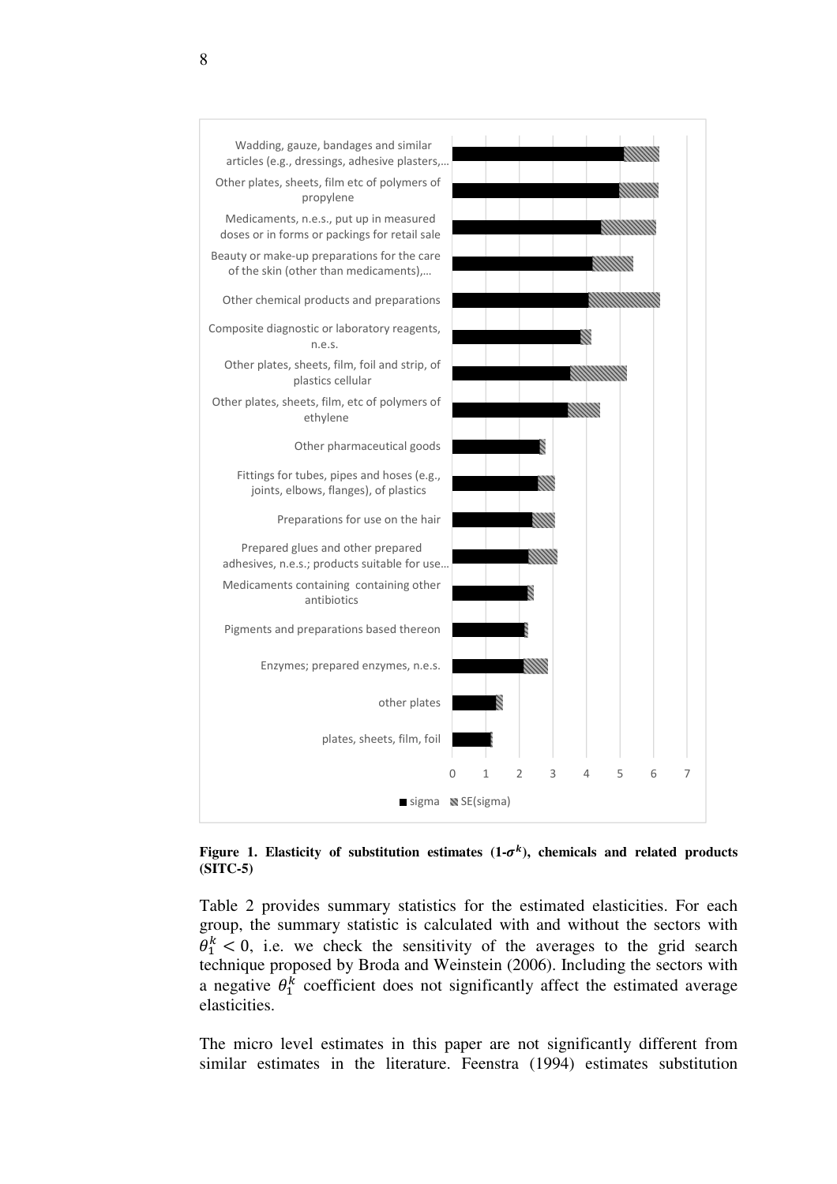**Figure 1. Elasticity of substitution estimates (1-$\sigma^k$), chemicals and related products (SITC-5)**

Table 2 provides summary statistics for the estimated elasticities. For each group, the summary statistic is calculated with and without the sectors with $\theta_1^k < 0$, i.e. we check the sensitivity of the averages to the grid search technique proposed by Broda and Weinstein (2006). Including the sectors with a negative $\theta_1^k$ coefficient does not significantly affect the estimated average elasticities.

The micro level estimates in this paper are not significantly different from similar estimates in the literature. Feenstra (1994) estimates substitution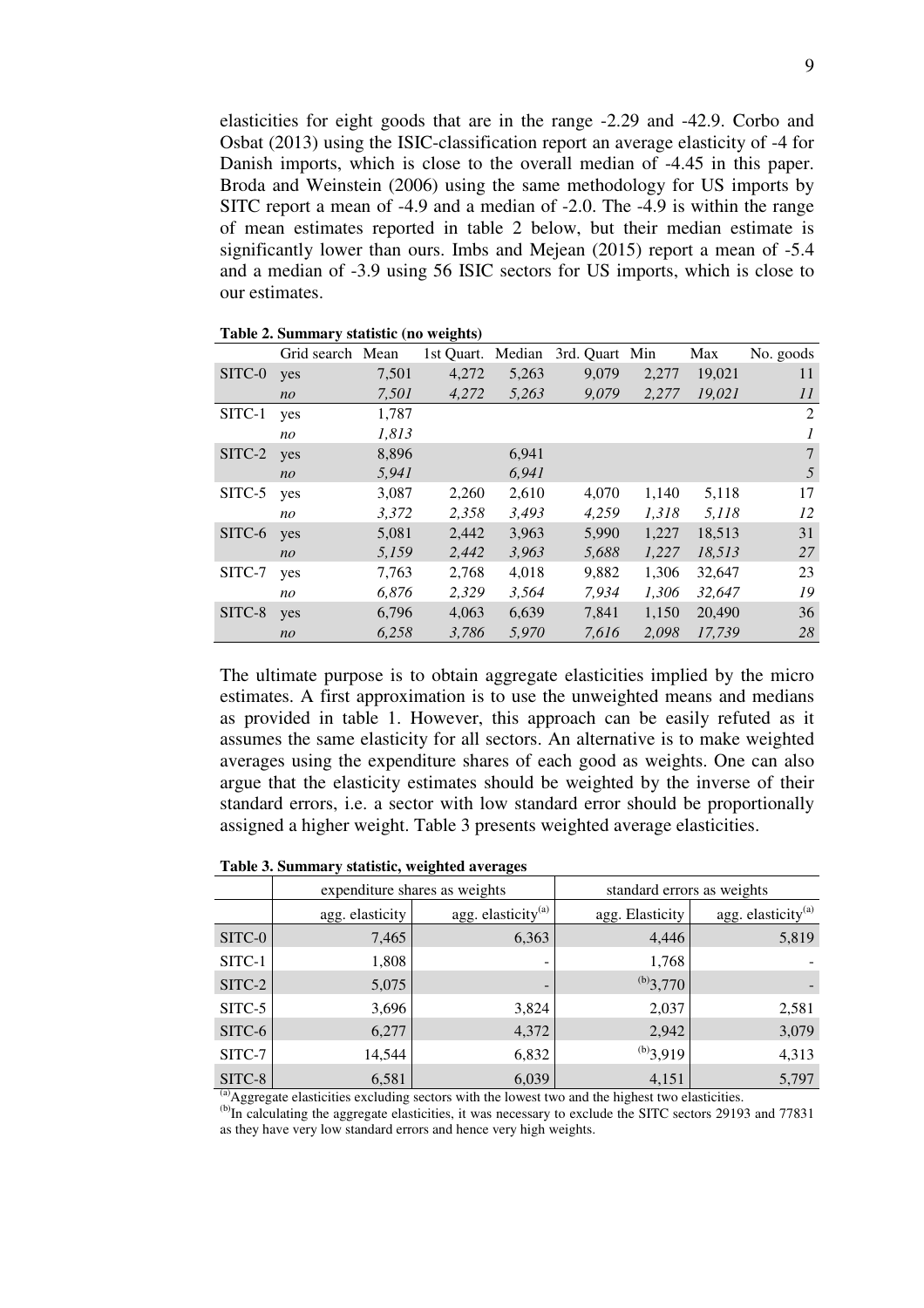elasticities for eight goods that are in the range -2.29 and -42.9. Corbo and Osbat (2013) using the ISIC-classification report an average elasticity of -4 for Danish imports, which is close to the overall median of -4.45 in this paper. Broda and Weinstein (2006) using the same methodology for US imports by SITC report a mean of -4.9 and a median of -2.0. The -4.9 is within the range of mean estimates reported in table 2 below, but their median estimate is significantly lower than ours. Imbs and Mejean (2015) report a mean of -5.4 and a median of -3.9 using 56 ISIC sectors for US imports, which is close to our estimates.

**Table 2. Summary statistic (no weights)**

| | Grid search | Mean | 1st Quart. | Median | 3rd. Quart | Min | Max | No. goods |
|---|---|---|---|---|---|---|---|---|
| SITC-0 | yes | 7,501 | 4,272 | 5,263 | 9,079 | 2,277 | 19,021 | 11 |
| | *no* | *7,501* | *4,272* | *5,263* | *9,079* | *2,277* | *19,021* | *11* |
| SITC-1 | yes | 1,787 | | | | | | 2 |
| | *no* | *1,813* | | | | | | *1* |
| SITC-2 | yes | 8,896 | | 6,941 | | | | 7 |
| | *no* | *5,941* | | *6,941* | | | | *5* |
| SITC-5 | yes | 3,087 | 2,260 | 2,610 | 4,070 | 1,140 | 5,118 | 17 |
| | *no* | *3,372* | *2,358* | *3,493* | *4,259* | *1,318* | *5,118* | *12* |
| SITC-6 | yes | 5,081 | 2,442 | 3,963 | 5,990 | 1,227 | 18,513 | 31 |
| | *no* | *5,159* | *2,442* | *3,963* | *5,688* | *1,227* | *18,513* | *27* |
| SITC-7 | yes | 7,763 | 2,768 | 4,018 | 9,882 | 1,306 | 32,647 | 23 |
| | *no* | *6,876* | *2,329* | *3,564* | *7,934* | *1,306* | *32,647* | *19* |
| SITC-8 | yes | 6,796 | 4,063 | 6,639 | 7,841 | 1,150 | 20,490 | 36 |
| | *no* | *6,258* | *3,786* | *5,970* | *7,616* | *2,098* | *17,739* | *28* |

The ultimate purpose is to obtain aggregate elasticities implied by the micro estimates. A first approximation is to use the unweighted means and medians as provided in table 1. However, this approach can be easily refuted as it assumes the same elasticity for all sectors. An alternative is to make weighted averages using the expenditure shares of each good as weights. One can also argue that the elasticity estimates should be weighted by the inverse of their standard errors, i.e. a sector with low standard error should be proportionally assigned a higher weight. Table 3 presents weighted average elasticities.

**Table 3. Summary statistic, weighted averages**

| | expenditure shares as weights | | standard errors as weights | |
|---|---|---|---|---|
| | agg. elasticity | agg. elasticity[a] | agg. Elasticity | agg. elasticity[a] |
| SITC-0 | 7,465 | 6,363 | 4,446 | 5,819 |
| SITC-1 | 1,808 | - | 1,768 | - |
| SITC-2 | 5,075 | - | [b]3,770 | - |
| SITC-5 | 3,696 | 3,824 | 2,037 | 2,581 |
| SITC-6 | 6,277 | 4,372 | 2,942 | 3,079 |
| SITC-7 | 14,544 | 6,832 | [b]3,919 | 4,313 |
| SITC-8 | 6,581 | 6,039 | 4,151 | 5,797 |

[a]Aggregate elasticities excluding sectors with the lowest two and the highest two elasticities.
[b]In calculating the aggregate elasticities, it was necessary to exclude the SITC sectors 29193 and 77831 as they have very low standard errors and hence very high weights.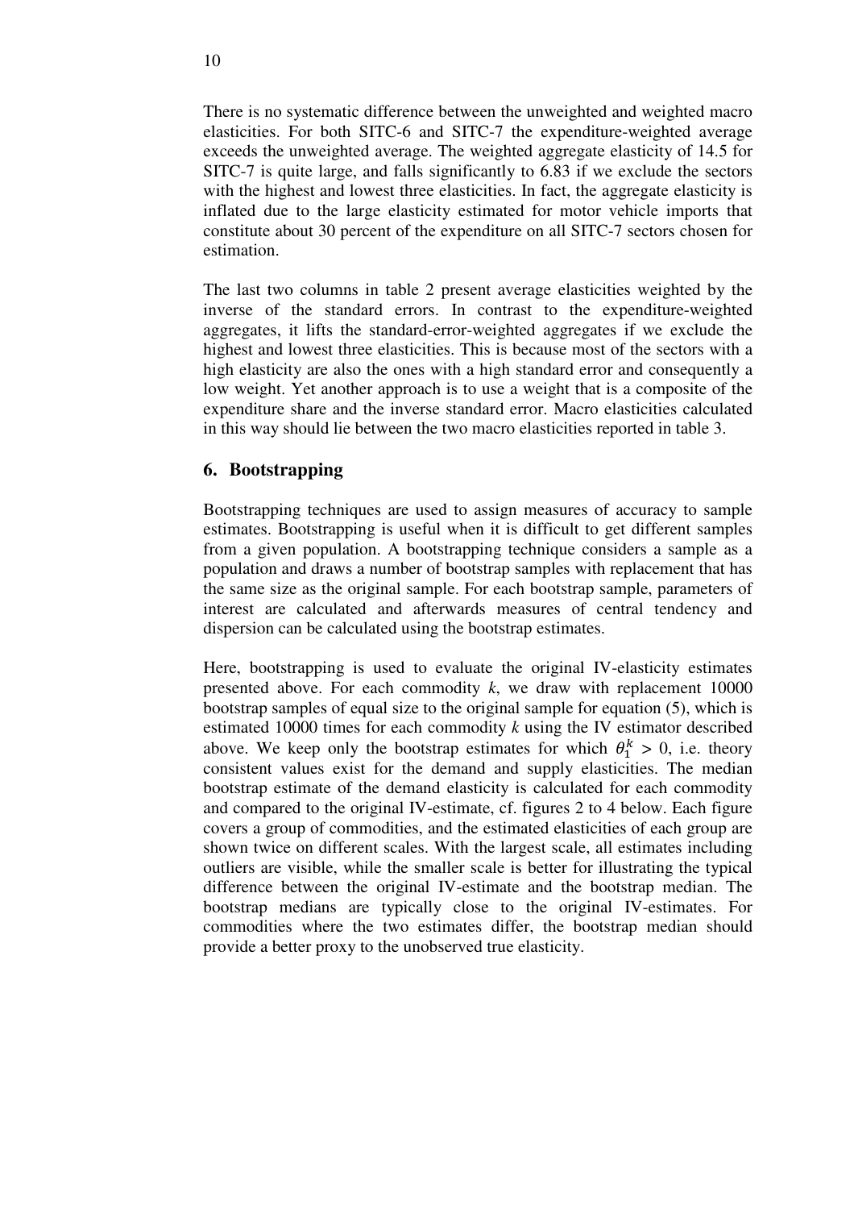There is no systematic difference between the unweighted and weighted macro elasticities. For both SITC-6 and SITC-7 the expenditure-weighted average exceeds the unweighted average. The weighted aggregate elasticity of 14.5 for SITC-7 is quite large, and falls significantly to 6.83 if we exclude the sectors with the highest and lowest three elasticities. In fact, the aggregate elasticity is inflated due to the large elasticity estimated for motor vehicle imports that constitute about 30 percent of the expenditure on all SITC-7 sectors chosen for estimation.

The last two columns in table 2 present average elasticities weighted by the inverse of the standard errors. In contrast to the expenditure-weighted aggregates, it lifts the standard-error-weighted aggregates if we exclude the highest and lowest three elasticities. This is because most of the sectors with a high elasticity are also the ones with a high standard error and consequently a low weight. Yet another approach is to use a weight that is a composite of the expenditure share and the inverse standard error. Macro elasticities calculated in this way should lie between the two macro elasticities reported in table 3.

## 6. Bootstrapping

Bootstrapping techniques are used to assign measures of accuracy to sample estimates. Bootstrapping is useful when it is difficult to get different samples from a given population. A bootstrapping technique considers a sample as a population and draws a number of bootstrap samples with replacement that has the same size as the original sample. For each bootstrap sample, parameters of interest are calculated and afterwards measures of central tendency and dispersion can be calculated using the bootstrap estimates.

Here, bootstrapping is used to evaluate the original IV-elasticity estimates presented above. For each commodity $k$, we draw with replacement 10000 bootstrap samples of equal size to the original sample for equation (5), which is estimated 10000 times for each commodity $k$ using the IV estimator described above. We keep only the bootstrap estimates for which $\theta_1^k > 0$, i.e. theory consistent values exist for the demand and supply elasticities. The median bootstrap estimate of the demand elasticity is calculated for each commodity and compared to the original IV-estimate, cf. figures 2 to 4 below. Each figure covers a group of commodities, and the estimated elasticities of each group are shown twice on different scales. With the largest scale, all estimates including outliers are visible, while the smaller scale is better for illustrating the typical difference between the original IV-estimate and the bootstrap median. The bootstrap medians are typically close to the original IV-estimates. For commodities where the two estimates differ, the bootstrap median should provide a better proxy to the unobserved true elasticity.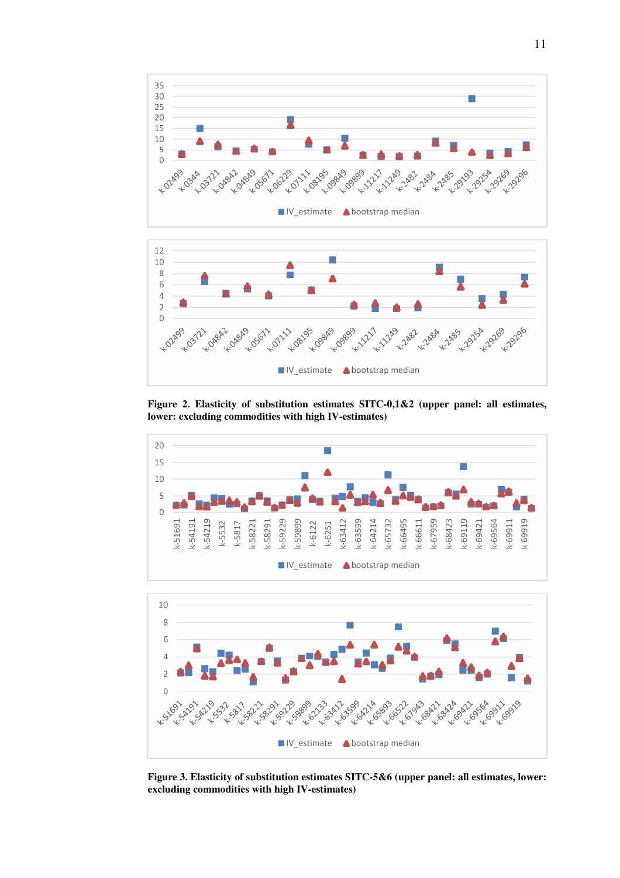Figure 2. Elasticity of substitution estimates SITC-0,1&2 (upper panel: all estimates, lower: excluding commodities with high IV-estimates)

Figure 3. Elasticity of substitution estimates SITC-5&6 (upper panel: all estimates, lower: excluding commodities with high IV-estimates)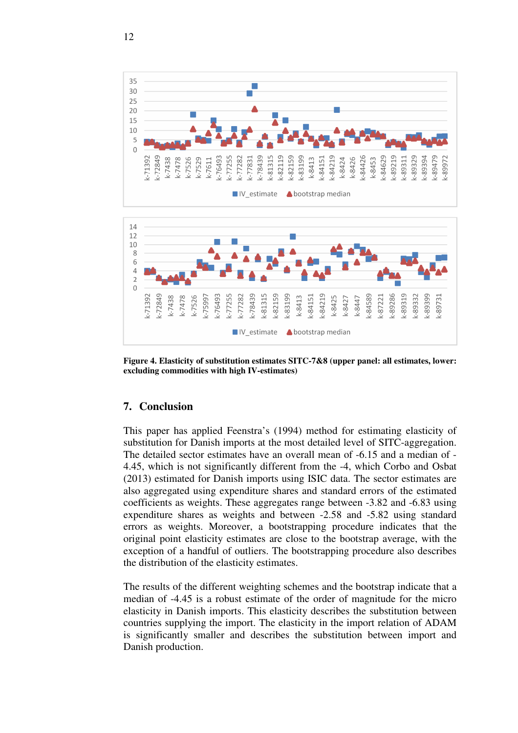**Figure 4. Elasticity of substitution estimates SITC-7&8 (upper panel: all estimates, lower: excluding commodities with high IV-estimates)**

## 7. Conclusion

This paper has applied Feenstra's (1994) method for estimating elasticity of substitution for Danish imports at the most detailed level of SITC-aggregation. The detailed sector estimates have an overall mean of -6.15 and a median of -4.45, which is not significantly different from the -4, which Corbo and Osbat (2013) estimated for Danish imports using ISIC data. The sector estimates are also aggregated using expenditure shares and standard errors of the estimated coefficients as weights. These aggregates range between -3.82 and -6.83 using expenditure shares as weights and between -2.58 and -5.82 using standard errors as weights. Moreover, a bootstrapping procedure indicates that the original point elasticity estimates are close to the bootstrap average, with the exception of a handful of outliers. The bootstrapping procedure also describes the distribution of the elasticity estimates.

The results of the different weighting schemes and the bootstrap indicate that a median of -4.45 is a robust estimate of the order of magnitude for the micro elasticity in Danish imports. This elasticity describes the substitution between countries supplying the import. The elasticity in the import relation of ADAM is significantly smaller and describes the substitution between import and Danish production.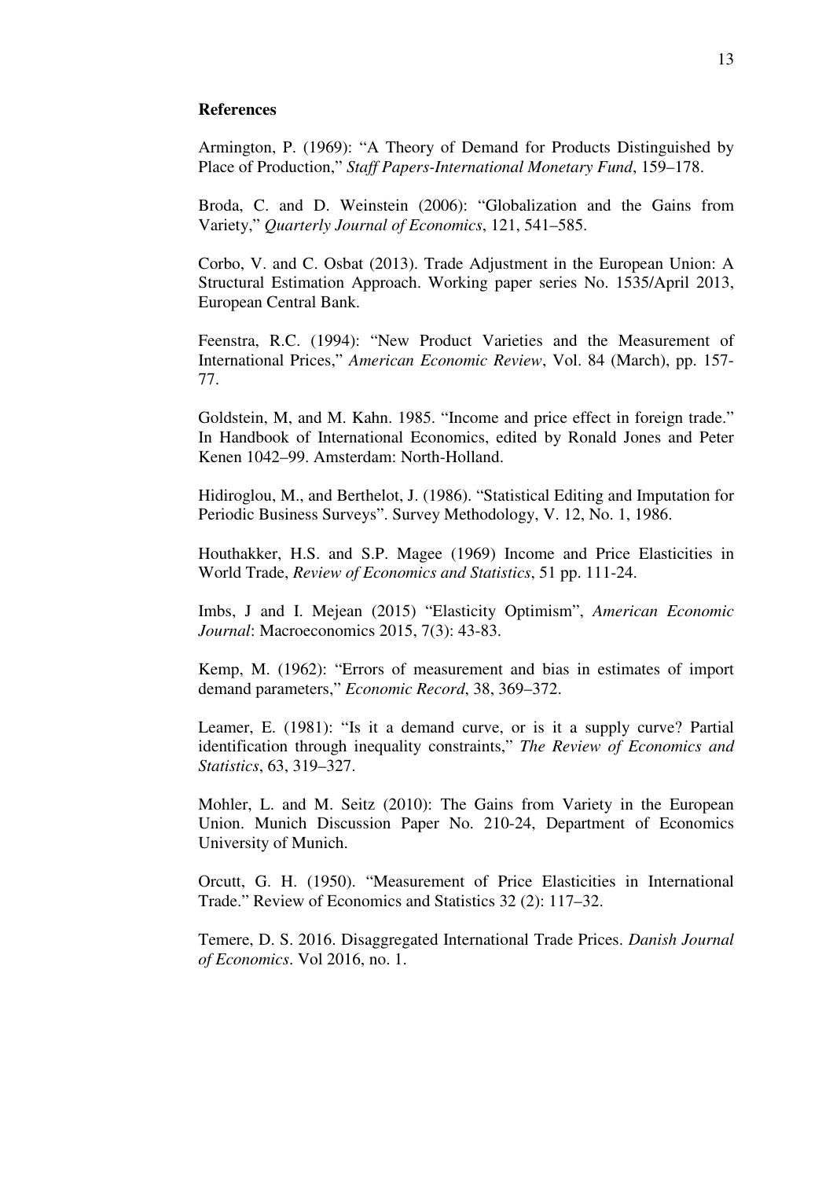**References**

Armington, P. (1969): "A Theory of Demand for Products Distinguished by Place of Production," *Staff Papers-International Monetary Fund*, 159–178.

Broda, C. and D. Weinstein (2006): "Globalization and the Gains from Variety," *Quarterly Journal of Economics*, 121, 541–585.

Corbo, V. and C. Osbat (2013). Trade Adjustment in the European Union: A Structural Estimation Approach. Working paper series No. 1535/April 2013, European Central Bank.

Feenstra, R.C. (1994): "New Product Varieties and the Measurement of International Prices," *American Economic Review*, Vol. 84 (March), pp. 157-77.

Goldstein, M, and M. Kahn. 1985. "Income and price effect in foreign trade." In Handbook of International Economics, edited by Ronald Jones and Peter Kenen 1042–99. Amsterdam: North-Holland.

Hidiroglou, M., and Berthelot, J. (1986). "Statistical Editing and Imputation for Periodic Business Surveys". Survey Methodology, V. 12, No. 1, 1986.

Houthakker, H.S. and S.P. Magee (1969) Income and Price Elasticities in World Trade, *Review of Economics and Statistics*, 51 pp. 111-24.

Imbs, J and I. Mejean (2015) "Elasticity Optimism", *American Economic Journal*: Macroeconomics 2015, 7(3): 43-83.

Kemp, M. (1962): "Errors of measurement and bias in estimates of import demand parameters," *Economic Record*, 38, 369–372.

Leamer, E. (1981): "Is it a demand curve, or is it a supply curve? Partial identification through inequality constraints," *The Review of Economics and Statistics*, 63, 319–327.

Mohler, L. and M. Seitz (2010): The Gains from Variety in the European Union. Munich Discussion Paper No. 210-24, Department of Economics University of Munich.

Orcutt, G. H. (1950). "Measurement of Price Elasticities in International Trade." Review of Economics and Statistics 32 (2): 117–32.

Temere, D. S. 2016. Disaggregated International Trade Prices. *Danish Journal of Economics*. Vol 2016, no. 1.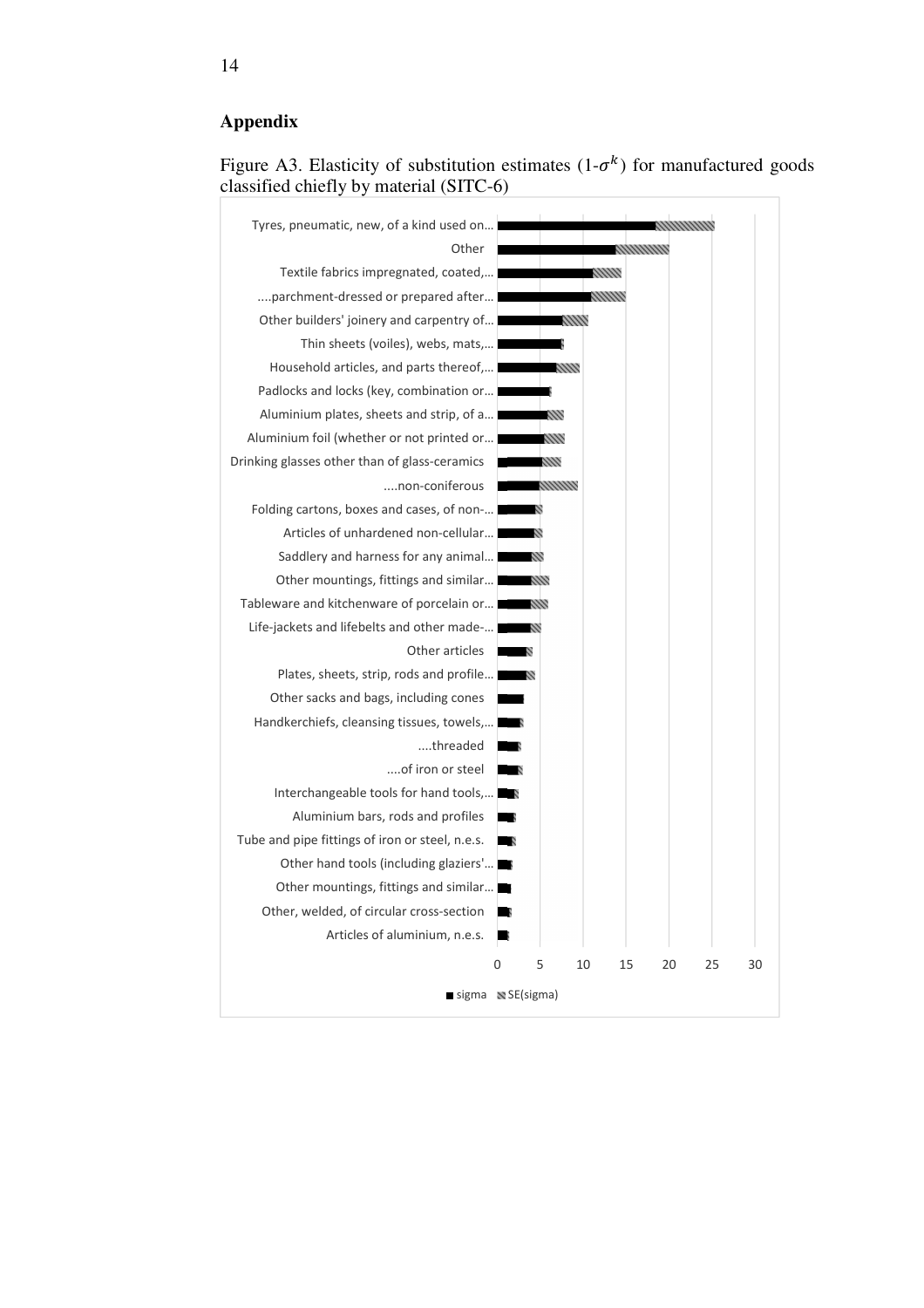## Appendix

Figure A3. Elasticity of substitution estimates ($1\text{-}\sigma^{k}$) for manufactured goods classified chiefly by material (SITC-6)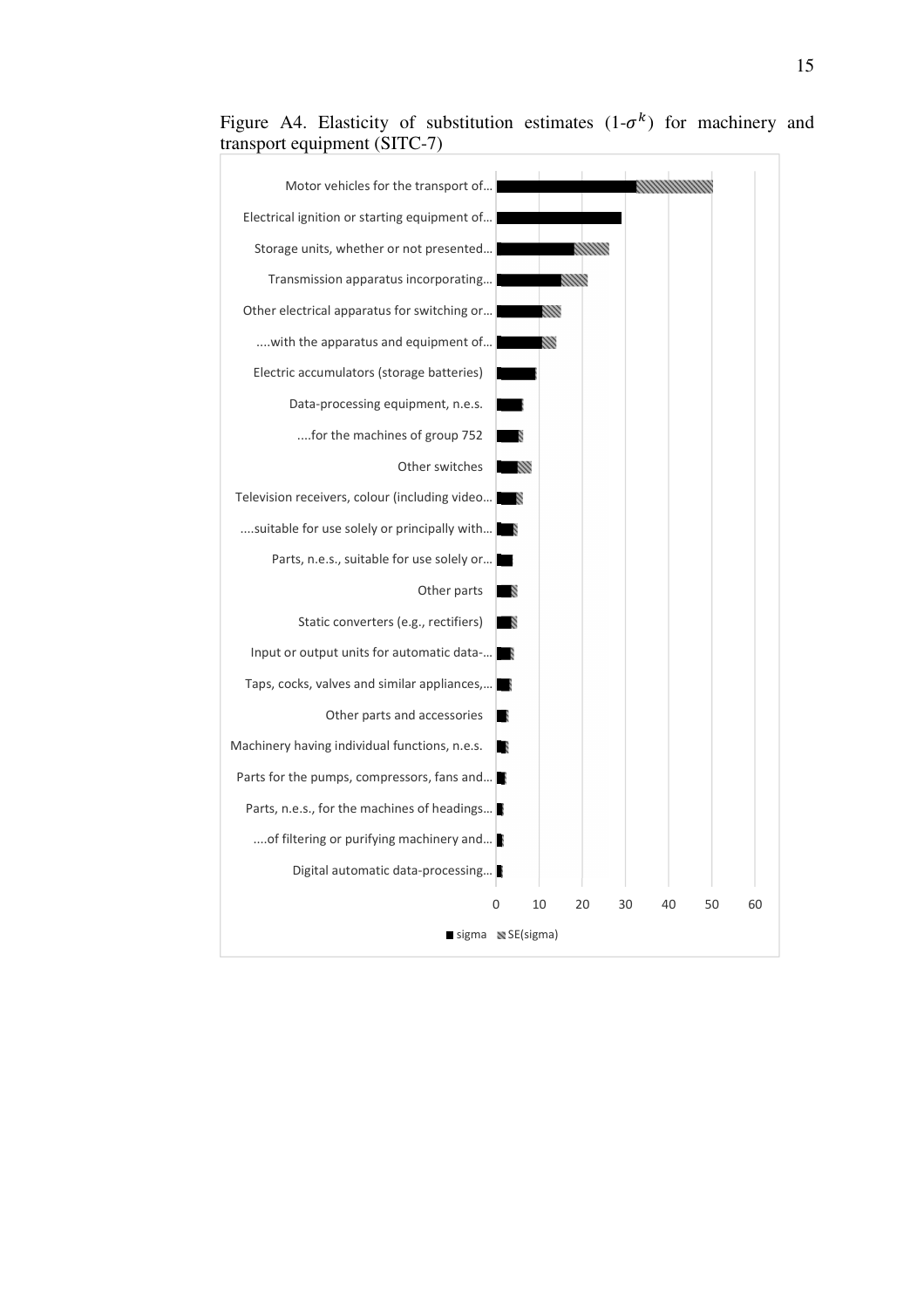Figure A4. Elasticity of substitution estimates ($1\text{-}\sigma^{k}$) for machinery and transport equipment (SITC-7)

| Product | sigma | SE(sigma) |
|---|---|---|
| Motor vehicles for the transport of… | | |
| Electrical ignition or starting equipment of… | | |
| Storage units, whether or not presented… | | |
| Transmission apparatus incorporating… | | |
| Other electrical apparatus for switching or… | | |
| ....with the apparatus and equipment of… | | |
| Electric accumulators (storage batteries) | | |
| Data-processing equipment, n.e.s. | | |
| ....for the machines of group 752 | | |
| Other switches | | |
| Television receivers, colour (including video… | | |
| ....suitable for use solely or principally with… | | |
| Parts, n.e.s., suitable for use solely or… | | |
| Other parts | | |
| Static converters (e.g., rectifiers) | | |
| Input or output units for automatic data-… | | |
| Taps, cocks, valves and similar appliances,… | | |
| Other parts and accessories | | |
| Machinery having individual functions, n.e.s. | | |
| Parts for the pumps, compressors, fans and… | | |
| Parts, n.e.s., for the machines of headings… | | |
| ....of filtering or purifying machinery and… | | |
| Digital automatic data-processing… | | |

Axis: 0, 10, 20, 30, 40, 50, 60

Legend: sigma, SE(sigma)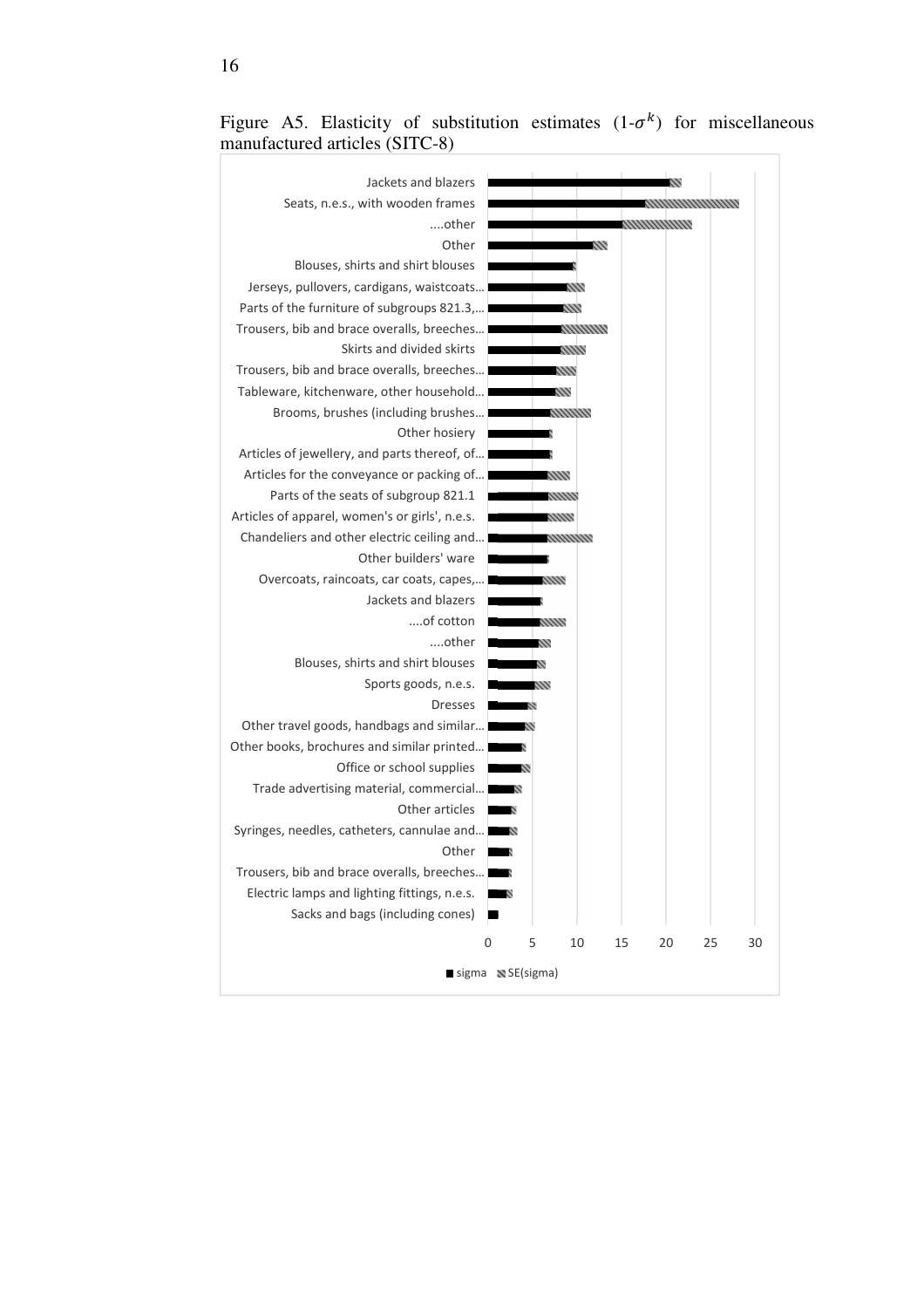Figure A5. Elasticity of substitution estimates ($1$-$\sigma^k$) for miscellaneous manufactured articles (SITC-8)

Jackets and blazers
Seats, n.e.s., with wooden frames
....other
Other
Blouses, shirts and shirt blouses
Jerseys, pullovers, cardigans, waistcoats...
Parts of the furniture of subgroups 821.3,...
Trousers, bib and brace overalls, breeches...
Skirts and divided skirts
Trousers, bib and brace overalls, breeches...
Tableware, kitchenware, other household...
Brooms, brushes (including brushes...
Other hosiery
Articles of jewellery, and parts thereof, of...
Articles for the conveyance or packing of...
Parts of the seats of subgroup 821.1
Articles of apparel, women's or girls', n.e.s.
Chandeliers and other electric ceiling and...
Other builders' ware
Overcoats, raincoats, car coats, capes,...
Jackets and blazers
....of cotton
....other
Blouses, shirts and shirt blouses
Sports goods, n.e.s.
Dresses
Other travel goods, handbags and similar...
Other books, brochures and similar printed...
Office or school supplies
Trade advertising material, commercial...
Other articles
Syringes, needles, catheters, cannulae and...
Other
Trousers, bib and brace overalls, breeches...
Electric lamps and lighting fittings, n.e.s.
Sacks and bags (including cones)

0 5 10 15 20 25 30

■ sigma ▧ SE(sigma)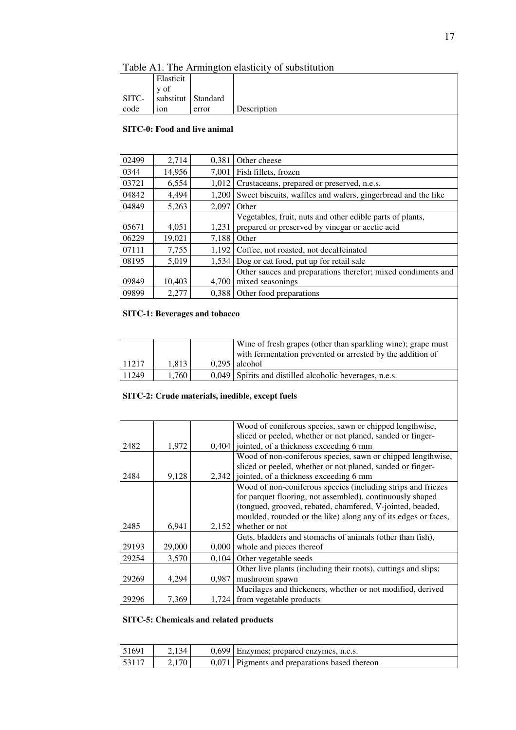Table A1. The Armington elasticity of substitution

| SITC-code | Elasticity of substitution | Standard error | Description |
|---|---|---|---|
| **SITC-0: Food and live animal** | | | |
| 02499 | 2,714 | 0,381 | Other cheese |
| 0344 | 14,956 | 7,001 | Fish fillets, frozen |
| 03721 | 6,554 | 1,012 | Crustaceans, prepared or preserved, n.e.s. |
| 04842 | 4,494 | 1,200 | Sweet biscuits, waffles and wafers, gingerbread and the like |
| 04849 | 5,263 | 2,097 | Other |
| 05671 | 4,051 | 1,231 | Vegetables, fruit, nuts and other edible parts of plants, prepared or preserved by vinegar or acetic acid |
| 06229 | 19,021 | 7,188 | Other |
| 07111 | 7,755 | 1,192 | Coffee, not roasted, not decaffeinated |
| 08195 | 5,019 | 1,534 | Dog or cat food, put up for retail sale |
| 09849 | 10,403 | 4,700 | Other sauces and preparations therefor; mixed condiments and mixed seasonings |
| 09899 | 2,277 | 0,388 | Other food preparations |
| **SITC-1: Beverages and tobacco** | | | |
| 11217 | 1,813 | 0,295 | Wine of fresh grapes (other than sparkling wine); grape must with fermentation prevented or arrested by the addition of alcohol |
| 11249 | 1,760 | 0,049 | Spirits and distilled alcoholic beverages, n.e.s. |
| **SITC-2: Crude materials, inedible, except fuels** | | | |
| 2482 | 1,972 | 0,404 | Wood of coniferous species, sawn or chipped lengthwise, sliced or peeled, whether or not planed, sanded or finger-jointed, of a thickness exceeding 6 mm |
| 2484 | 9,128 | 2,342 | Wood of non-coniferous species, sawn or chipped lengthwise, sliced or peeled, whether or not planed, sanded or finger-jointed, of a thickness exceeding 6 mm |
| 2485 | 6,941 | 2,152 | Wood of non-coniferous species (including strips and friezes for parquet flooring, not assembled), continuously shaped (tongued, grooved, rebated, chamfered, V-jointed, beaded, moulded, rounded or the like) along any of its edges or faces, whether or not |
| 29193 | 29,000 | 0,000 | Guts, bladders and stomachs of animals (other than fish), whole and pieces thereof |
| 29254 | 3,570 | 0,104 | Other vegetable seeds |
| 29269 | 4,294 | 0,987 | Other live plants (including their roots), cuttings and slips; mushroom spawn |
| 29296 | 7,369 | 1,724 | Mucilages and thickeners, whether or not modified, derived from vegetable products |
| **SITC-5: Chemicals and related products** | | | |
| 51691 | 2,134 | 0,699 | Enzymes; prepared enzymes, n.e.s. |
| 53117 | 2,170 | 0,071 | Pigments and preparations based thereon |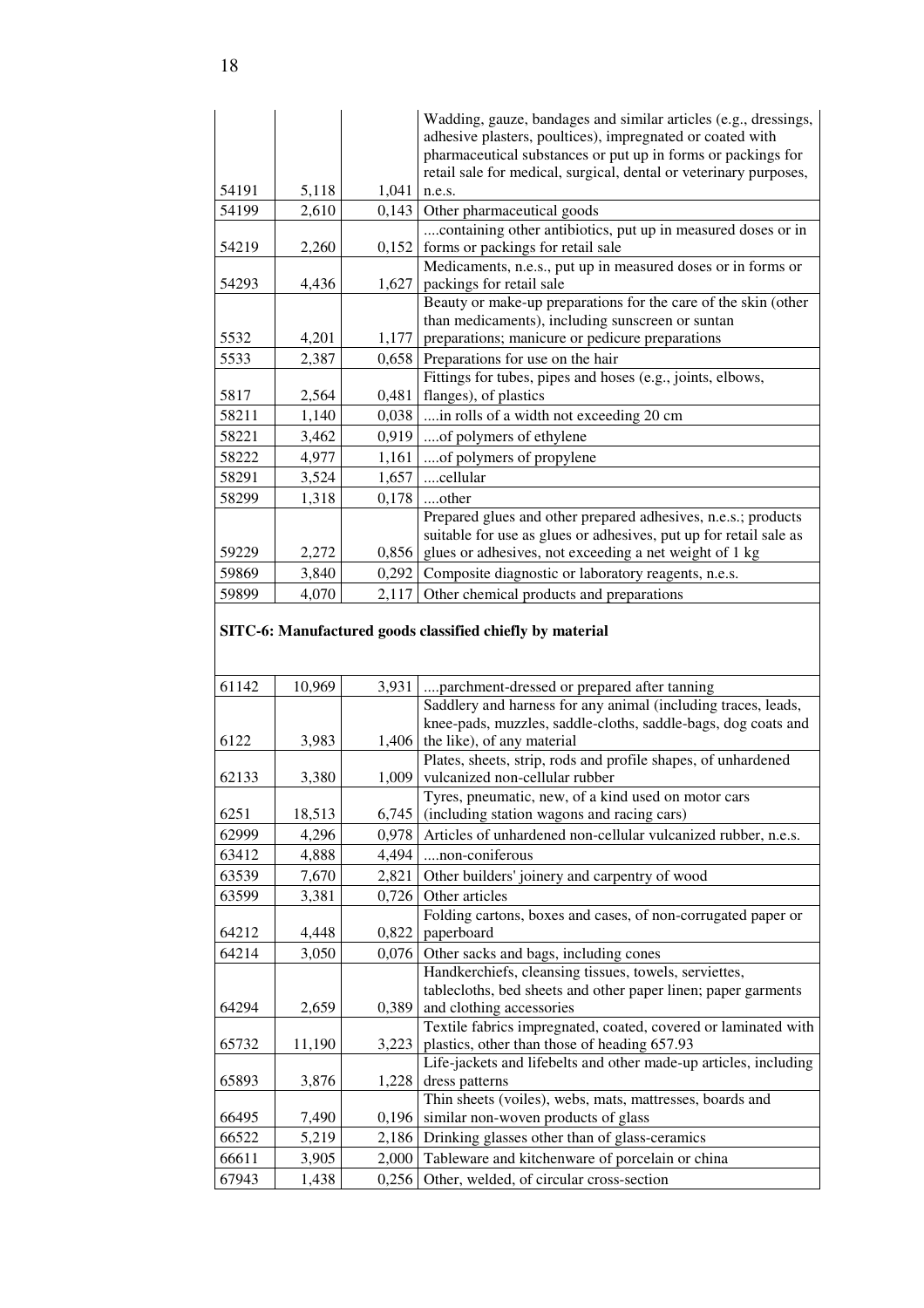| | | | |
|---|---|---|---|
| 54191 | 5,118 | 1,041 | Wadding, gauze, bandages and similar articles (e.g., dressings, adhesive plasters, poultices), impregnated or coated with pharmaceutical substances or put up in forms or packings for retail sale for medical, surgical, dental or veterinary purposes, n.e.s. |
| 54199 | 2,610 | 0,143 | Other pharmaceutical goods |
| 54219 | 2,260 | 0,152 | ....containing other antibiotics, put up in measured doses or in forms or packings for retail sale |
| 54293 | 4,436 | 1,627 | Medicaments, n.e.s., put up in measured doses or in forms or packings for retail sale |
| 5532 | 4,201 | 1,177 | Beauty or make-up preparations for the care of the skin (other than medicaments), including sunscreen or suntan preparations; manicure or pedicure preparations |
| 5533 | 2,387 | 0,658 | Preparations for use on the hair |
| 5817 | 2,564 | 0,481 | Fittings for tubes, pipes and hoses (e.g., joints, elbows, flanges), of plastics |
| 58211 | 1,140 | 0,038 | ....in rolls of a width not exceeding 20 cm |
| 58221 | 3,462 | 0,919 | ....of polymers of ethylene |
| 58222 | 4,977 | 1,161 | ....of polymers of propylene |
| 58291 | 3,524 | 1,657 | ....cellular |
| 58299 | 1,318 | 0,178 | ....other |
| 59229 | 2,272 | 0,856 | Prepared glues and other prepared adhesives, n.e.s.; products suitable for use as glues or adhesives, put up for retail sale as glues or adhesives, not exceeding a net weight of 1 kg |
| 59869 | 3,840 | 0,292 | Composite diagnostic or laboratory reagents, n.e.s. |
| 59899 | 4,070 | 2,117 | Other chemical products and preparations |
| | | | **SITC-6: Manufactured goods classified chiefly by material** |
| 61142 | 10,969 | 3,931 | ....parchment-dressed or prepared after tanning |
| 6122 | 3,983 | 1,406 | Saddlery and harness for any animal (including traces, leads, knee-pads, muzzles, saddle-cloths, saddle-bags, dog coats and the like), of any material |
| 62133 | 3,380 | 1,009 | Plates, sheets, strip, rods and profile shapes, of unhardened vulcanized non-cellular rubber |
| 6251 | 18,513 | 6,745 | Tyres, pneumatic, new, of a kind used on motor cars (including station wagons and racing cars) |
| 62999 | 4,296 | 0,978 | Articles of unhardened non-cellular vulcanized rubber, n.e.s. |
| 63412 | 4,888 | 4,494 | ....non-coniferous |
| 63539 | 7,670 | 2,821 | Other builders' joinery and carpentry of wood |
| 63599 | 3,381 | 0,726 | Other articles |
| 64212 | 4,448 | 0,822 | Folding cartons, boxes and cases, of non-corrugated paper or paperboard |
| 64214 | 3,050 | 0,076 | Other sacks and bags, including cones |
| 64294 | 2,659 | 0,389 | Handkerchiefs, cleansing tissues, towels, serviettes, tablecloths, bed sheets and other paper linen; paper garments and clothing accessories |
| 65732 | 11,190 | 3,223 | Textile fabrics impregnated, coated, covered or laminated with plastics, other than those of heading 657.93 |
| 65893 | 3,876 | 1,228 | Life-jackets and lifebelts and other made-up articles, including dress patterns |
| 66495 | 7,490 | 0,196 | Thin sheets (voiles), webs, mats, mattresses, boards and similar non-woven products of glass |
| 66522 | 5,219 | 2,186 | Drinking glasses other than of glass-ceramics |
| 66611 | 3,905 | 2,000 | Tableware and kitchenware of porcelain or china |
| 67943 | 1,438 | 0,256 | Other, welded, of circular cross-section |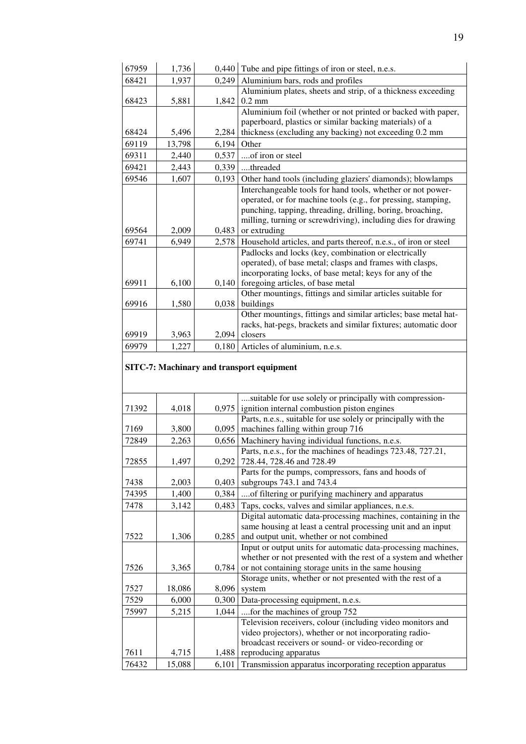| | | | |
|---|---|---|---|
| 67959 | 1,736 | 0,440 | Tube and pipe fittings of iron or steel, n.e.s. |
| 68421 | 1,937 | 0,249 | Aluminium bars, rods and profiles |
| 68423 | 5,881 | 1,842 | Aluminium plates, sheets and strip, of a thickness exceeding 0.2 mm |
| 68424 | 5,496 | 2,284 | Aluminium foil (whether or not printed or backed with paper, paperboard, plastics or similar backing materials) of a thickness (excluding any backing) not exceeding 0.2 mm |
| 69119 | 13,798 | 6,194 | Other |
| 69311 | 2,440 | 0,537 | ....of iron or steel |
| 69421 | 2,443 | 0,339 | ....threaded |
| 69546 | 1,607 | 0,193 | Other hand tools (including glaziers' diamonds); blowlamps |
| 69564 | 2,009 | 0,483 | Interchangeable tools for hand tools, whether or not power-operated, or for machine tools (e.g., for pressing, stamping, punching, tapping, threading, drilling, boring, broaching, milling, turning or screwdriving), including dies for drawing or extruding |
| 69741 | 6,949 | 2,578 | Household articles, and parts thereof, n.e.s., of iron or steel |
| 69911 | 6,100 | 0,140 | Padlocks and locks (key, combination or electrically operated), of base metal; clasps and frames with clasps, incorporating locks, of base metal; keys for any of the foregoing articles, of base metal |
| 69916 | 1,580 | 0,038 | Other mountings, fittings and similar articles suitable for buildings |
| 69919 | 3,963 | 2,094 | Other mountings, fittings and similar articles; base metal hat-racks, hat-pegs, brackets and similar fixtures; automatic door closers |
| 69979 | 1,227 | 0,180 | Articles of aluminium, n.e.s. |

**SITC-7: Machinary and transport equipment**

| | | | |
|---|---|---|---|
| 71392 | 4,018 | 0,975 | ....suitable for use solely or principally with compression-ignition internal combustion piston engines |
| 7169 | 3,800 | 0,095 | Parts, n.e.s., suitable for use solely or principally with the machines falling within group 716 |
| 72849 | 2,263 | 0,656 | Machinery having individual functions, n.e.s. |
| 72855 | 1,497 | 0,292 | Parts, n.e.s., for the machines of headings 723.48, 727.21, 728.44, 728.46 and 728.49 |
| 7438 | 2,003 | 0,403 | Parts for the pumps, compressors, fans and hoods of subgroups 743.1 and 743.4 |
| 74395 | 1,400 | 0,384 | ....of filtering or purifying machinery and apparatus |
| 7478 | 3,142 | 0,483 | Taps, cocks, valves and similar appliances, n.e.s. |
| 7522 | 1,306 | 0,285 | Digital automatic data-processing machines, containing in the same housing at least a central processing unit and an input and output unit, whether or not combined |
| 7526 | 3,365 | 0,784 | Input or output units for automatic data-processing machines, whether or not presented with the rest of a system and whether or not containing storage units in the same housing |
| 7527 | 18,086 | 8,096 | Storage units, whether or not presented with the rest of a system |
| 7529 | 6,000 | 0,300 | Data-processing equipment, n.e.s. |
| 75997 | 5,215 | 1,044 | ....for the machines of group 752 |
| 7611 | 4,715 | 1,488 | Television receivers, colour (including video monitors and video projectors), whether or not incorporating radio-broadcast receivers or sound- or video-recording or reproducing apparatus |
| 76432 | 15,088 | 6,101 | Transmission apparatus incorporating reception apparatus |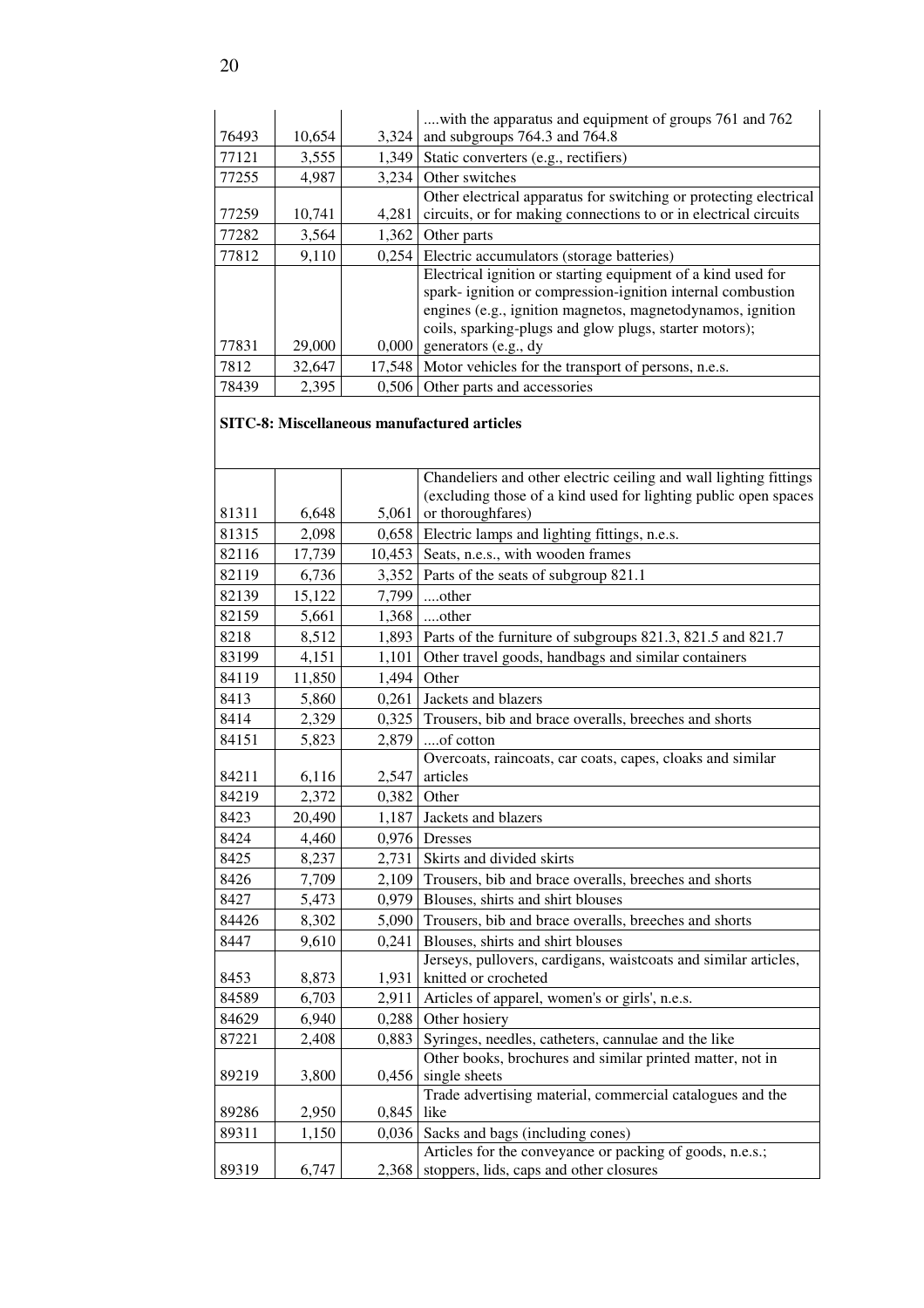| | | | |
|---|---|---|---|
| 76493 | 10,654 | 3,324 | ....with the apparatus and equipment of groups 761 and 762 and subgroups 764.3 and 764.8 |
| 77121 | 3,555 | 1,349 | Static converters (e.g., rectifiers) |
| 77255 | 4,987 | 3,234 | Other switches |
| 77259 | 10,741 | 4,281 | Other electrical apparatus for switching or protecting electrical circuits, or for making connections to or in electrical circuits |
| 77282 | 3,564 | 1,362 | Other parts |
| 77812 | 9,110 | 0,254 | Electric accumulators (storage batteries) |
| 77831 | 29,000 | 0,000 | Electrical ignition or starting equipment of a kind used for spark- ignition or compression-ignition internal combustion engines (e.g., ignition magnetos, magnetodynamos, ignition coils, sparking-plugs and glow plugs, starter motors); generators (e.g., dy |
| 7812 | 32,647 | 17,548 | Motor vehicles for the transport of persons, n.e.s. |
| 78439 | 2,395 | 0,506 | Other parts and accessories |

**SITC-8: Miscellaneous manufactured articles**

| | | | |
|---|---|---|---|
| 81311 | 6,648 | 5,061 | Chandeliers and other electric ceiling and wall lighting fittings (excluding those of a kind used for lighting public open spaces or thoroughfares) |
| 81315 | 2,098 | 0,658 | Electric lamps and lighting fittings, n.e.s. |
| 82116 | 17,739 | 10,453 | Seats, n.e.s., with wooden frames |
| 82119 | 6,736 | 3,352 | Parts of the seats of subgroup 821.1 |
| 82139 | 15,122 | 7,799 | ....other |
| 82159 | 5,661 | 1,368 | ....other |
| 8218 | 8,512 | 1,893 | Parts of the furniture of subgroups 821.3, 821.5 and 821.7 |
| 83199 | 4,151 | 1,101 | Other travel goods, handbags and similar containers |
| 84119 | 11,850 | 1,494 | Other |
| 8413 | 5,860 | 0,261 | Jackets and blazers |
| 8414 | 2,329 | 0,325 | Trousers, bib and brace overalls, breeches and shorts |
| 84151 | 5,823 | 2,879 | ....of cotton |
| 84211 | 6,116 | 2,547 | Overcoats, raincoats, car coats, capes, cloaks and similar articles |
| 84219 | 2,372 | 0,382 | Other |
| 8423 | 20,490 | 1,187 | Jackets and blazers |
| 8424 | 4,460 | 0,976 | Dresses |
| 8425 | 8,237 | 2,731 | Skirts and divided skirts |
| 8426 | 7,709 | 2,109 | Trousers, bib and brace overalls, breeches and shorts |
| 8427 | 5,473 | 0,979 | Blouses, shirts and shirt blouses |
| 84426 | 8,302 | 5,090 | Trousers, bib and brace overalls, breeches and shorts |
| 8447 | 9,610 | 0,241 | Blouses, shirts and shirt blouses |
| 8453 | 8,873 | 1,931 | Jerseys, pullovers, cardigans, waistcoats and similar articles, knitted or crocheted |
| 84589 | 6,703 | 2,911 | Articles of apparel, women's or girls', n.e.s. |
| 84629 | 6,940 | 0,288 | Other hosiery |
| 87221 | 2,408 | 0,883 | Syringes, needles, catheters, cannulae and the like |
| 89219 | 3,800 | 0,456 | Other books, brochures and similar printed matter, not in single sheets |
| 89286 | 2,950 | 0,845 | Trade advertising material, commercial catalogues and the like |
| 89311 | 1,150 | 0,036 | Sacks and bags (including cones) |
| 89319 | 6,747 | 2,368 | Articles for the conveyance or packing of goods, n.e.s.; stoppers, lids, caps and other closures |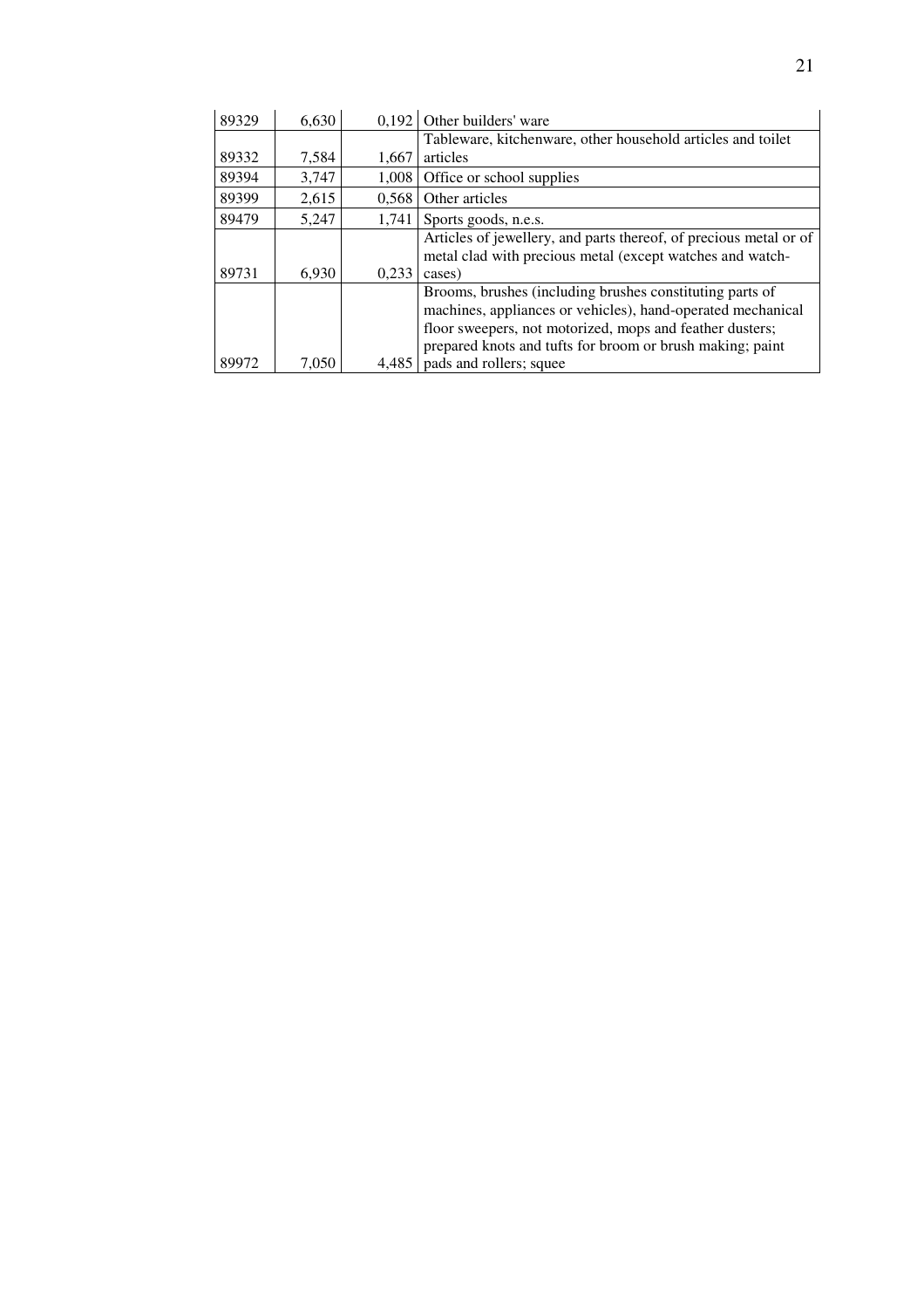| | | | |
|---|---|---|---|
| 89329 | 6,630 | 0,192 | Other builders' ware |
| 89332 | 7,584 | 1,667 | Tableware, kitchenware, other household articles and toilet articles |
| 89394 | 3,747 | 1,008 | Office or school supplies |
| 89399 | 2,615 | 0,568 | Other articles |
| 89479 | 5,247 | 1,741 | Sports goods, n.e.s. |
| 89731 | 6,930 | 0,233 | Articles of jewellery, and parts thereof, of precious metal or of metal clad with precious metal (except watches and watch-cases) |
| 89972 | 7,050 | 4,485 | Brooms, brushes (including brushes constituting parts of machines, appliances or vehicles), hand-operated mechanical floor sweepers, not motorized, mops and feather dusters; prepared knots and tufts for broom or brush making; paint pads and rollers; squee |